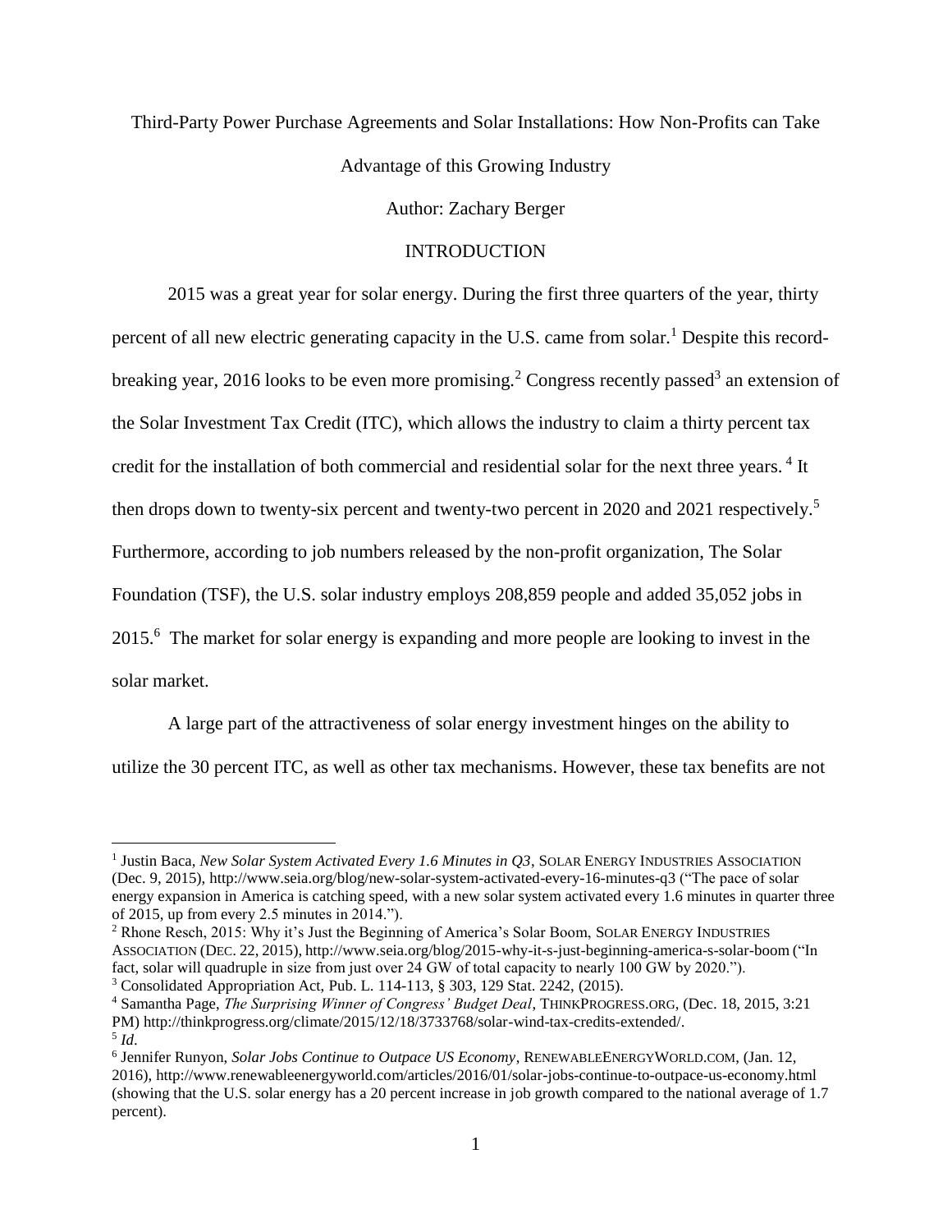# Third-Party Power Purchase Agreements and Solar Installations: How Non-Profits can Take Advantage of this Growing Industry

Author: Zachary Berger

## INTRODUCTION

2015 was a great year for solar energy. During the first three quarters of the year, thirty percent of all new electric generating capacity in the U.S. came from solar.[1] Despite this record-breaking year, 2016 looks to be even more promising.[2] Congress recently passed[3] an extension of the Solar Investment Tax Credit (ITC), which allows the industry to claim a thirty percent tax credit for the installation of both commercial and residential solar for the next three years.[4] It then drops down to twenty-six percent and twenty-two percent in 2020 and 2021 respectively.[5] Furthermore, according to job numbers released by the non-profit organization, The Solar Foundation (TSF), the U.S. solar industry employs 208,859 people and added 35,052 jobs in 2015.[6] The market for solar energy is expanding and more people are looking to invest in the solar market.

A large part of the attractiveness of solar energy investment hinges on the ability to utilize the 30 percent ITC, as well as other tax mechanisms. However, these tax benefits are not

---

[1] Justin Baca, *New Solar System Activated Every 1.6 Minutes in Q3*, SOLAR ENERGY INDUSTRIES ASSOCIATION (Dec. 9, 2015), http://www.seia.org/blog/new-solar-system-activated-every-16-minutes-q3 ("The pace of solar energy expansion in America is catching speed, with a new solar system activated every 1.6 minutes in quarter three of 2015, up from every 2.5 minutes in 2014.").

[2] Rhone Resch, 2015: Why it's Just the Beginning of America's Solar Boom, SOLAR ENERGY INDUSTRIES ASSOCIATION (DEC. 22, 2015), http://www.seia.org/blog/2015-why-it-s-just-beginning-america-s-solar-boom ("In fact, solar will quadruple in size from just over 24 GW of total capacity to nearly 100 GW by 2020.").

[3] Consolidated Appropriation Act, Pub. L. 114-113, § 303, 129 Stat. 2242, (2015).

[4] Samantha Page, *The Surprising Winner of Congress' Budget Deal*, THINKPROGRESS.ORG, (Dec. 18, 2015, 3:21 PM) http://thinkprogress.org/climate/2015/12/18/3733768/solar-wind-tax-credits-extended/.

[5] *Id*.

[6] Jennifer Runyon, *Solar Jobs Continue to Outpace US Economy*, RENEWABLEENERGYWORLD.COM, (Jan. 12, 2016), http://www.renewableenergyworld.com/articles/2016/01/solar-jobs-continue-to-outpace-us-economy.html (showing that the U.S. solar energy has a 20 percent increase in job growth compared to the national average of 1.7 percent).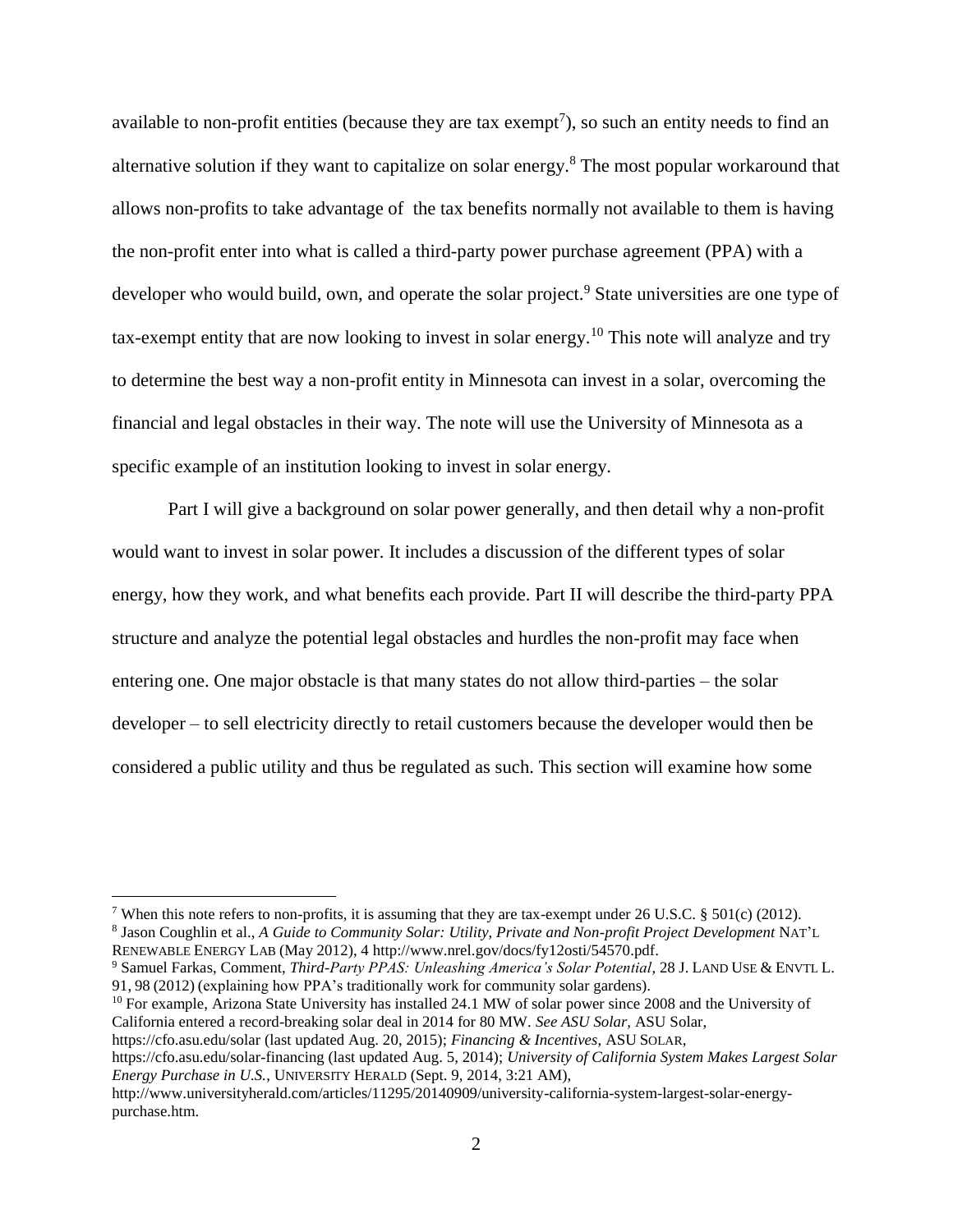available to non-profit entities (because they are tax exempt[7]), so such an entity needs to find an alternative solution if they want to capitalize on solar energy.[8] The most popular workaround that allows non-profits to take advantage of the tax benefits normally not available to them is having the non-profit enter into what is called a third-party power purchase agreement (PPA) with a developer who would build, own, and operate the solar project.[9] State universities are one type of tax-exempt entity that are now looking to invest in solar energy.[10] This note will analyze and try to determine the best way a non-profit entity in Minnesota can invest in a solar, overcoming the financial and legal obstacles in their way. The note will use the University of Minnesota as a specific example of an institution looking to invest in solar energy.

Part I will give a background on solar power generally, and then detail why a non-profit would want to invest in solar power. It includes a discussion of the different types of solar energy, how they work, and what benefits each provide. Part II will describe the third-party PPA structure and analyze the potential legal obstacles and hurdles the non-profit may face when entering one. One major obstacle is that many states do not allow third-parties – the solar developer – to sell electricity directly to retail customers because the developer would then be considered a public utility and thus be regulated as such. This section will examine how some

---

[7] When this note refers to non-profits, it is assuming that they are tax-exempt under 26 U.S.C. § 501(c) (2012).

[8] Jason Coughlin et al., *A Guide to Community Solar: Utility, Private and Non-profit Project Development* NAT'L RENEWABLE ENERGY LAB (May 2012), 4 http://www.nrel.gov/docs/fy12osti/54570.pdf.

[9] Samuel Farkas, Comment, *Third-Party PPAS: Unleashing America's Solar Potential*, 28 J. LAND USE & ENVTL L. 91, 98 (2012) (explaining how PPA's traditionally work for community solar gardens).

[10] For example, Arizona State University has installed 24.1 MW of solar power since 2008 and the University of California entered a record-breaking solar deal in 2014 for 80 MW. *See ASU Solar*, ASU Solar, https://cfo.asu.edu/solar (last updated Aug. 20, 2015); *Financing & Incentives*, ASU SOLAR, https://cfo.asu.edu/solar-financing (last updated Aug. 5, 2014); *University of California System Makes Largest Solar Energy Purchase in U.S.*, UNIVERSITY HERALD (Sept. 9, 2014, 3:21 AM), http://www.universityherald.com/articles/11295/20140909/university-california-system-largest-solar-energy-purchase.htm.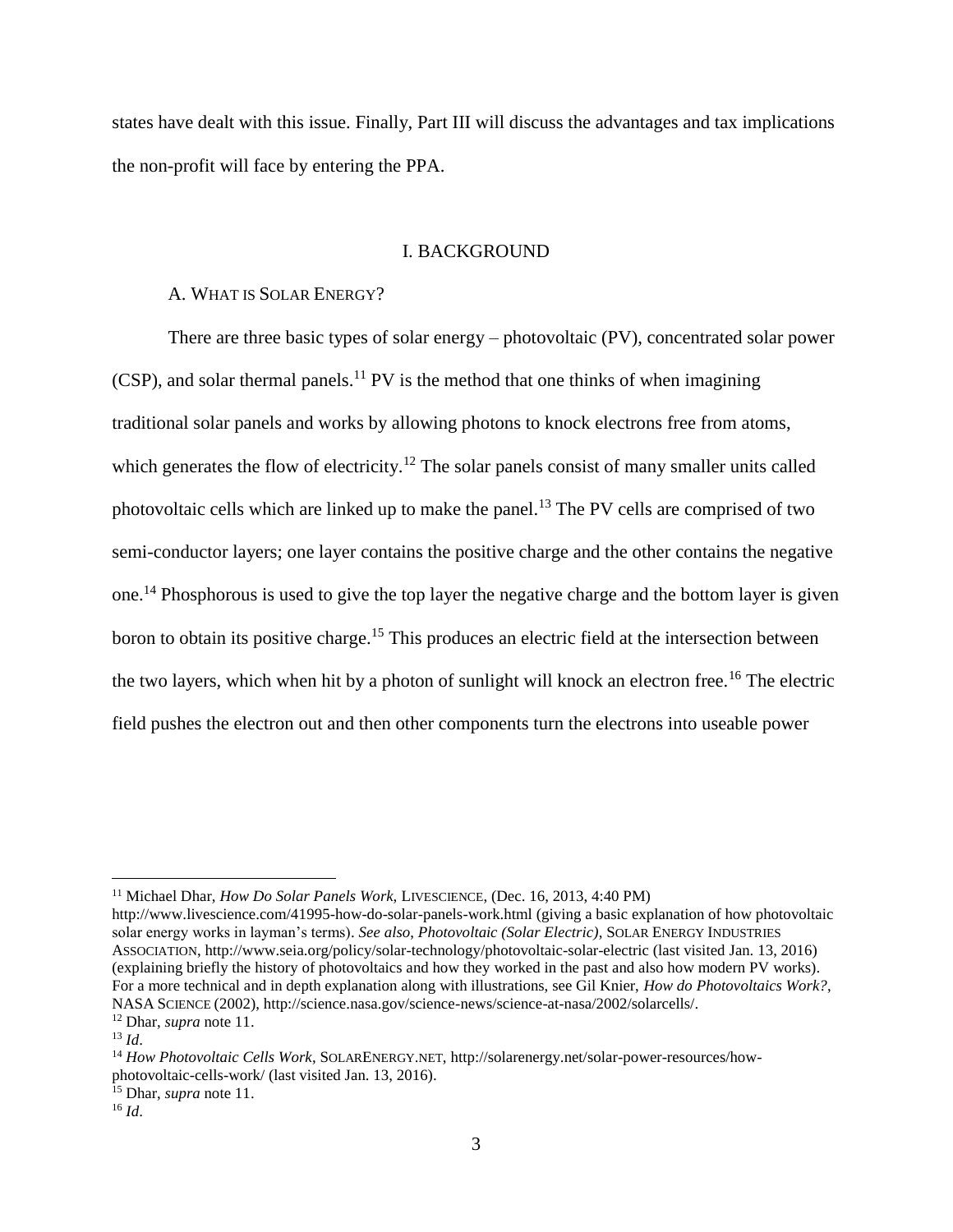states have dealt with this issue. Finally, Part III will discuss the advantages and tax implications the non-profit will face by entering the PPA.

## I. BACKGROUND

### A. WHAT IS SOLAR ENERGY?

There are three basic types of solar energy – photovoltaic (PV), concentrated solar power (CSP), and solar thermal panels.[11] PV is the method that one thinks of when imagining traditional solar panels and works by allowing photons to knock electrons free from atoms, which generates the flow of electricity.[12] The solar panels consist of many smaller units called photovoltaic cells which are linked up to make the panel.[13] The PV cells are comprised of two semi-conductor layers; one layer contains the positive charge and the other contains the negative one.[14] Phosphorous is used to give the top layer the negative charge and the bottom layer is given boron to obtain its positive charge.[15] This produces an electric field at the intersection between the two layers, which when hit by a photon of sunlight will knock an electron free.[16] The electric field pushes the electron out and then other components turn the electrons into useable power

---

[11] Michael Dhar, *How Do Solar Panels Work*, LIVESCIENCE, (Dec. 16, 2013, 4:40 PM) http://www.livescience.com/41995-how-do-solar-panels-work.html (giving a basic explanation of how photovoltaic solar energy works in layman's terms). *See also*, *Photovoltaic (Solar Electric)*, SOLAR ENERGY INDUSTRIES ASSOCIATION, http://www.seia.org/policy/solar-technology/photovoltaic-solar-electric (last visited Jan. 13, 2016) (explaining briefly the history of photovoltaics and how they worked in the past and also how modern PV works). For a more technical and in depth explanation along with illustrations, see Gil Knier, *How do Photovoltaics Work?*, NASA SCIENCE (2002), http://science.nasa.gov/science-news/science-at-nasa/2002/solarcells/.

[12] Dhar, *supra* note 11.

[13] *Id*.

[14] *How Photovoltaic Cells Work*, SOLARENERGY.NET, http://solarenergy.net/solar-power-resources/how-photovoltaic-cells-work/ (last visited Jan. 13, 2016).

[15] Dhar, *supra* note 11.

[16] *Id*.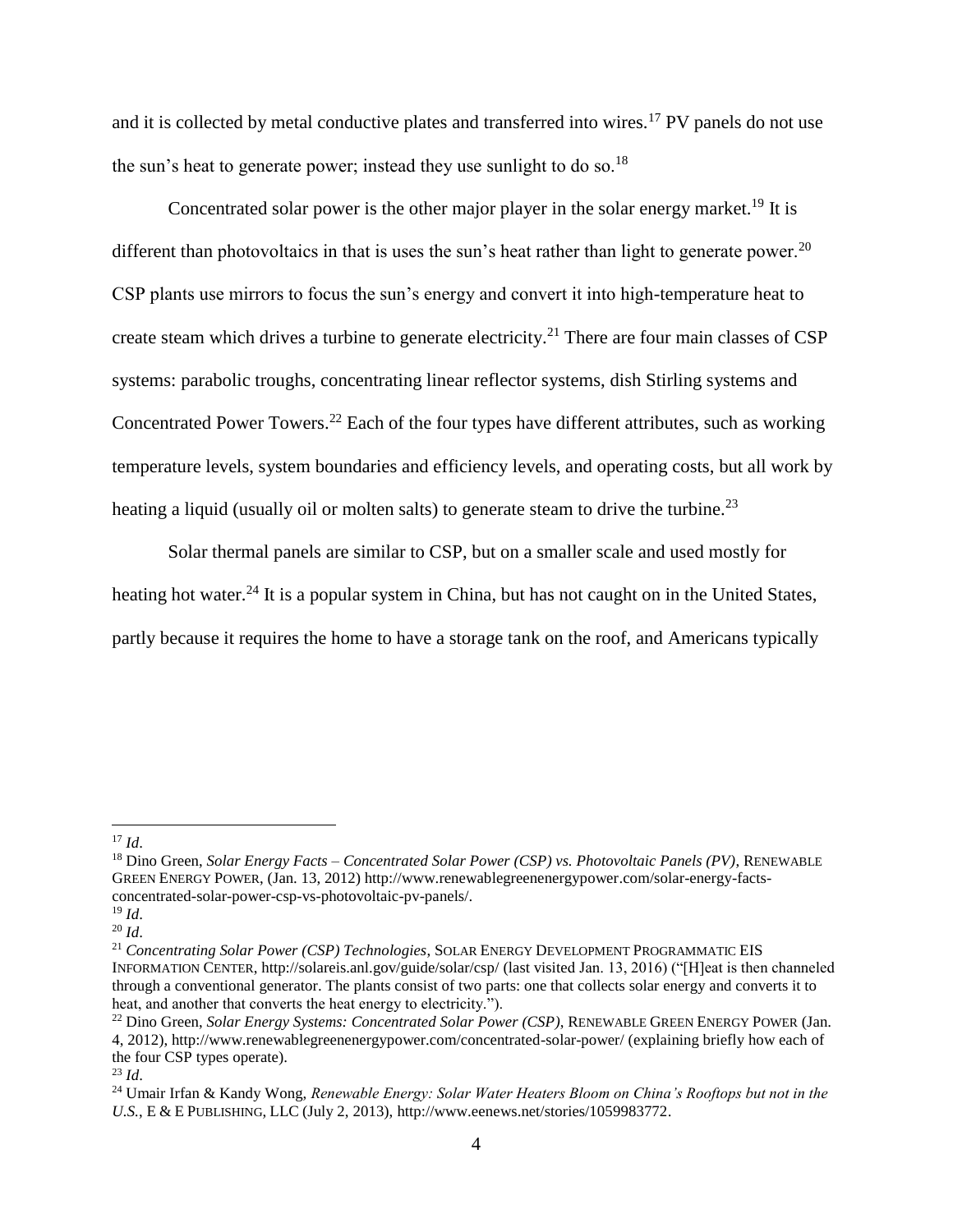and it is collected by metal conductive plates and transferred into wires.[17] PV panels do not use the sun's heat to generate power; instead they use sunlight to do so.[18]

Concentrated solar power is the other major player in the solar energy market.[19] It is different than photovoltaics in that is uses the sun's heat rather than light to generate power.[20] CSP plants use mirrors to focus the sun's energy and convert it into high-temperature heat to create steam which drives a turbine to generate electricity.[21] There are four main classes of CSP systems: parabolic troughs, concentrating linear reflector systems, dish Stirling systems and Concentrated Power Towers.[22] Each of the four types have different attributes, such as working temperature levels, system boundaries and efficiency levels, and operating costs, but all work by heating a liquid (usually oil or molten salts) to generate steam to drive the turbine.[23]

Solar thermal panels are similar to CSP, but on a smaller scale and used mostly for heating hot water.[24] It is a popular system in China, but has not caught on in the United States, partly because it requires the home to have a storage tank on the roof, and Americans typically

---

[17] *Id*.

[18] Dino Green, *Solar Energy Facts – Concentrated Solar Power (CSP) vs. Photovoltaic Panels (PV)*, RENEWABLE GREEN ENERGY POWER, (Jan. 13, 2012) http://www.renewablegreenenergypower.com/solar-energy-facts-concentrated-solar-power-csp-vs-photovoltaic-pv-panels/.

[19] *Id*.

[20] *Id*.

[21] *Concentrating Solar Power (CSP) Technologies*, SOLAR ENERGY DEVELOPMENT PROGRAMMATIC EIS INFORMATION CENTER, http://solareis.anl.gov/guide/solar/csp/ (last visited Jan. 13, 2016) ("[H]eat is then channeled through a conventional generator. The plants consist of two parts: one that collects solar energy and converts it to heat, and another that converts the heat energy to electricity.").

[22] Dino Green, *Solar Energy Systems: Concentrated Solar Power (CSP)*, RENEWABLE GREEN ENERGY POWER (Jan. 4, 2012), http://www.renewablegreenenergypower.com/concentrated-solar-power/ (explaining briefly how each of the four CSP types operate).

[23] *Id*.

[24] Umair Irfan & Kandy Wong, *Renewable Energy: Solar Water Heaters Bloom on China's Rooftops but not in the U.S.*, E & E PUBLISHING, LLC (July 2, 2013), http://www.eenews.net/stories/1059983772.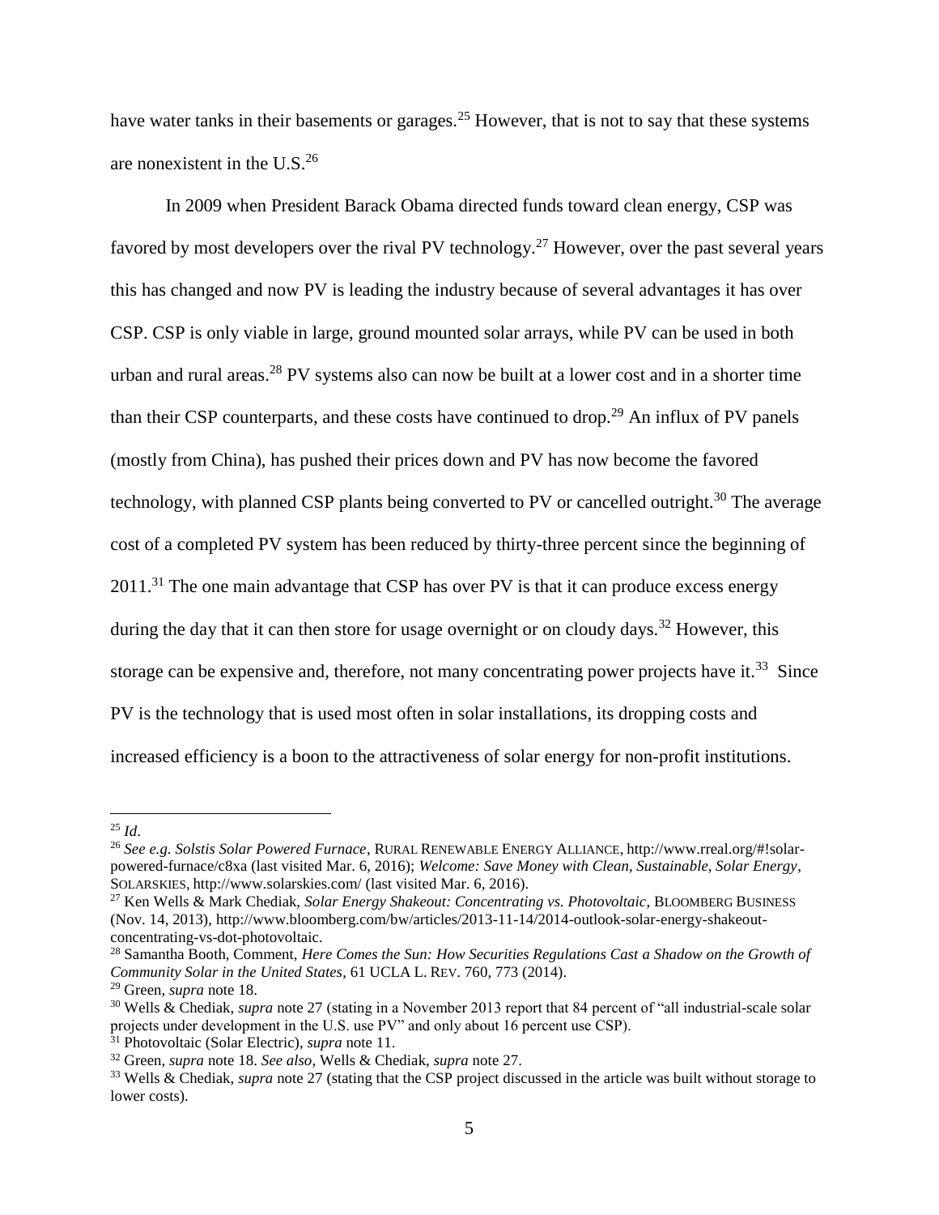have water tanks in their basements or garages.[25] However, that is not to say that these systems are nonexistent in the U.S.[26]

In 2009 when President Barack Obama directed funds toward clean energy, CSP was favored by most developers over the rival PV technology.[27] However, over the past several years this has changed and now PV is leading the industry because of several advantages it has over CSP. CSP is only viable in large, ground mounted solar arrays, while PV can be used in both urban and rural areas.[28] PV systems also can now be built at a lower cost and in a shorter time than their CSP counterparts, and these costs have continued to drop.[29] An influx of PV panels (mostly from China), has pushed their prices down and PV has now become the favored technology, with planned CSP plants being converted to PV or cancelled outright.[30] The average cost of a completed PV system has been reduced by thirty-three percent since the beginning of 2011.[31] The one main advantage that CSP has over PV is that it can produce excess energy during the day that it can then store for usage overnight or on cloudy days.[32] However, this storage can be expensive and, therefore, not many concentrating power projects have it.[33] Since PV is the technology that is used most often in solar installations, its dropping costs and increased efficiency is a boon to the attractiveness of solar energy for non-profit institutions.

---

[25] *Id*.

[26] *See e.g. Solstis Solar Powered Furnace*, RURAL RENEWABLE ENERGY ALLIANCE, http://www.rreal.org/#!solar-powered-furnace/c8xa (last visited Mar. 6, 2016); *Welcome: Save Money with Clean, Sustainable, Solar Energy*, SOLARSKIES, http://www.solarskies.com/ (last visited Mar. 6, 2016).

[27] Ken Wells & Mark Chediak, *Solar Energy Shakeout: Concentrating vs. Photovoltaic*, BLOOMBERG BUSINESS (Nov. 14, 2013), http://www.bloomberg.com/bw/articles/2013-11-14/2014-outlook-solar-energy-shakeout-concentrating-vs-dot-photovoltaic.

[28] Samantha Booth, Comment, *Here Comes the Sun: How Securities Regulations Cast a Shadow on the Growth of Community Solar in the United States*, 61 UCLA L. REV. 760, 773 (2014).

[29] Green, *supra* note 18.

[30] Wells & Chediak, *supra* note 27 (stating in a November 2013 report that 84 percent of "all industrial-scale solar projects under development in the U.S. use PV" and only about 16 percent use CSP).

[31] Photovoltaic (Solar Electric), *supra* note 11.

[32] Green, *supra* note 18. *See also,* Wells & Chediak, *supra* note 27.

[33] Wells & Chediak, *supra* note 27 (stating that the CSP project discussed in the article was built without storage to lower costs).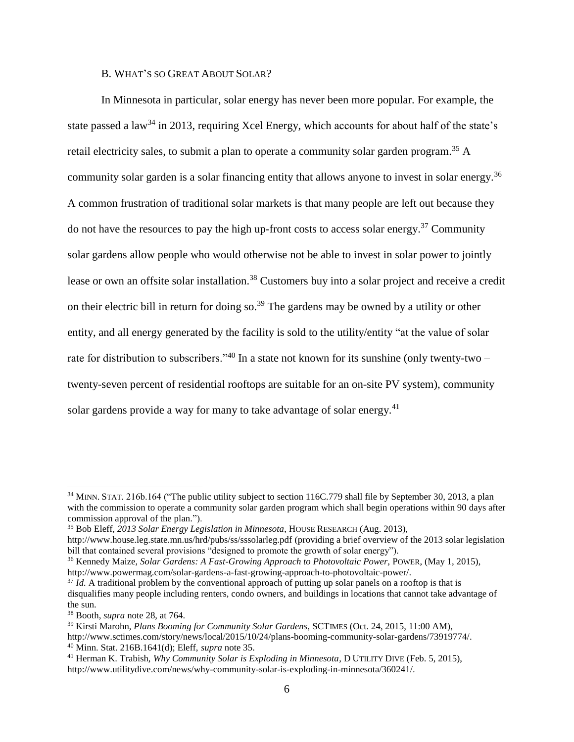### B. What's so Great About Solar?

In Minnesota in particular, solar energy has never been more popular. For example, the state passed a law[34] in 2013, requiring Xcel Energy, which accounts for about half of the state's retail electricity sales, to submit a plan to operate a community solar garden program.[35] A community solar garden is a solar financing entity that allows anyone to invest in solar energy.[36] A common frustration of traditional solar markets is that many people are left out because they do not have the resources to pay the high up-front costs to access solar energy.[37] Community solar gardens allow people who would otherwise not be able to invest in solar power to jointly lease or own an offsite solar installation.[38] Customers buy into a solar project and receive a credit on their electric bill in return for doing so.[39] The gardens may be owned by a utility or other entity, and all energy generated by the facility is sold to the utility/entity "at the value of solar rate for distribution to subscribers."[40] In a state not known for its sunshine (only twenty-two – twenty-seven percent of residential rooftops are suitable for an on-site PV system), community solar gardens provide a way for many to take advantage of solar energy.[41]

---

[34] MINN. STAT. 216b.164 ("The public utility subject to section 116C.779 shall file by September 30, 2013, a plan with the commission to operate a community solar garden program which shall begin operations within 90 days after commission approval of the plan.").

[35] Bob Eleff, *2013 Solar Energy Legislation in Minnesota*, HOUSE RESEARCH (Aug. 2013), http://www.house.leg.state.mn.us/hrd/pubs/ss/sssolarleg.pdf (providing a brief overview of the 2013 solar legislation bill that contained several provisions "designed to promote the growth of solar energy").

[36] Kennedy Maize, *Solar Gardens: A Fast-Growing Approach to Photovoltaic Power,* POWER, (May 1, 2015), http://www.powermag.com/solar-gardens-a-fast-growing-approach-to-photovoltaic-power/.

[37] *Id.* A traditional problem by the conventional approach of putting up solar panels on a rooftop is that is disqualifies many people including renters, condo owners, and buildings in locations that cannot take advantage of the sun.

[38] Booth, *supra* note 28, at 764.

[39] Kirsti Marohn, *Plans Booming for Community Solar Gardens*, SCTIMES (Oct. 24, 2015, 11:00 AM), http://www.sctimes.com/story/news/local/2015/10/24/plans-booming-community-solar-gardens/73919774/.

[40] Minn. Stat. 216B.1641(d); Eleff, *supra* note 35.

[41] Herman K. Trabish, *Why Community Solar is Exploding in Minnesota*, D UTILITY DIVE (Feb. 5, 2015), http://www.utilitydive.com/news/why-community-solar-is-exploding-in-minnesota/360241/.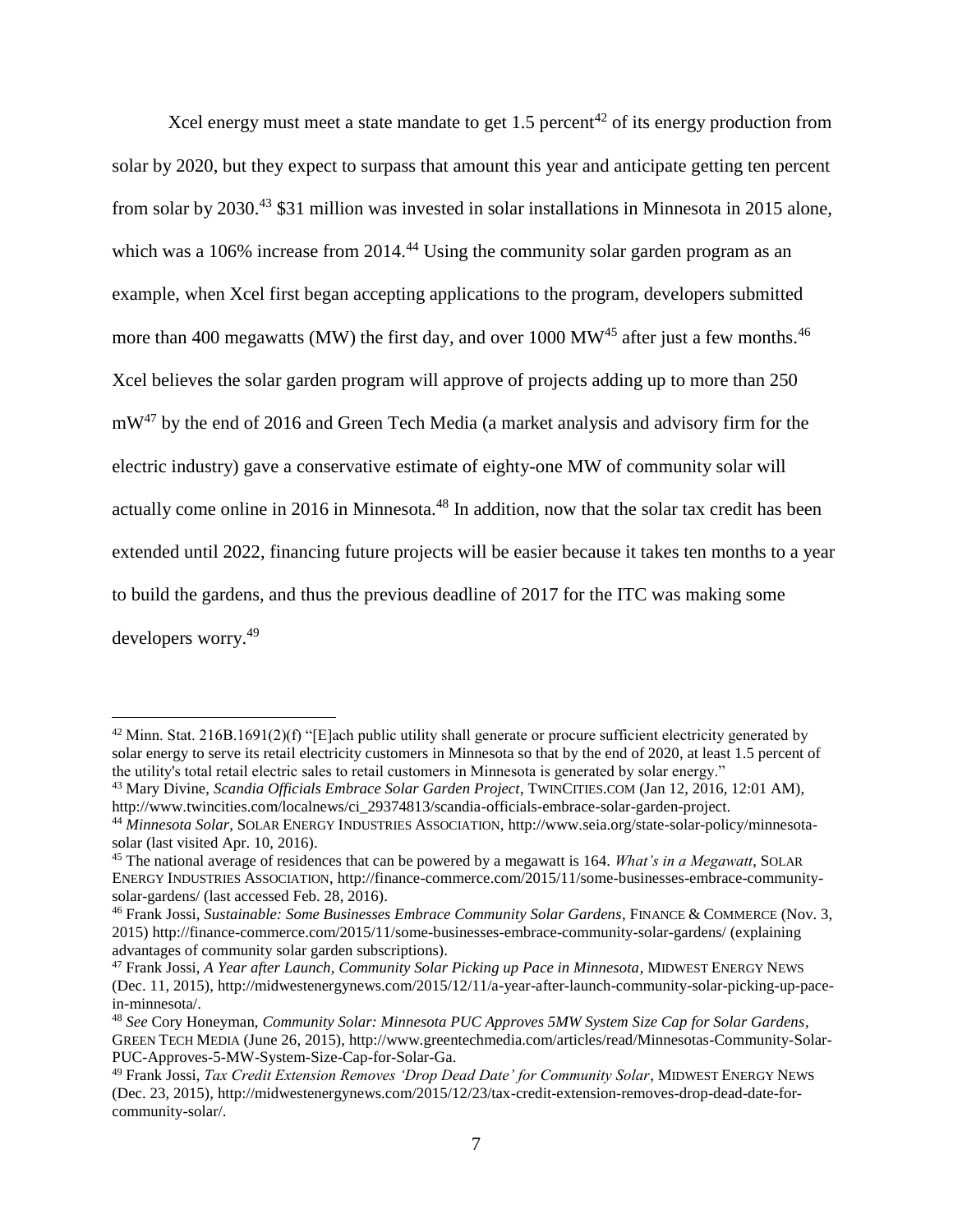Xcel energy must meet a state mandate to get 1.5 percent[42] of its energy production from solar by 2020, but they expect to surpass that amount this year and anticipate getting ten percent from solar by 2030.[43] $31 million was invested in solar installations in Minnesota in 2015 alone, which was a 106% increase from 2014.[44] Using the community solar garden program as an example, when Xcel first began accepting applications to the program, developers submitted more than 400 megawatts (MW) the first day, and over 1000 MW[45] after just a few months.[46] Xcel believes the solar garden program will approve of projects adding up to more than 250 mW[47] by the end of 2016 and Green Tech Media (a market analysis and advisory firm for the electric industry) gave a conservative estimate of eighty-one MW of community solar will actually come online in 2016 in Minnesota.[48] In addition, now that the solar tax credit has been extended until 2022, financing future projects will be easier because it takes ten months to a year to build the gardens, and thus the previous deadline of 2017 for the ITC was making some developers worry.[49]

---

[42] Minn. Stat. 216B.1691(2)(f) "[E]ach public utility shall generate or procure sufficient electricity generated by solar energy to serve its retail electricity customers in Minnesota so that by the end of 2020, at least 1.5 percent of the utility's total retail electric sales to retail customers in Minnesota is generated by solar energy."

[43] Mary Divine, *Scandia Officials Embrace Solar Garden Project*, TWINCITIES.COM (Jan 12, 2016, 12:01 AM), http://www.twincities.com/localnews/ci_29374813/scandia-officials-embrace-solar-garden-project.

[44] *Minnesota Solar*, SOLAR ENERGY INDUSTRIES ASSOCIATION, http://www.seia.org/state-solar-policy/minnesota-solar (last visited Apr. 10, 2016).

[45] The national average of residences that can be powered by a megawatt is 164. *What's in a Megawatt*, SOLAR ENERGY INDUSTRIES ASSOCIATION, http://finance-commerce.com/2015/11/some-businesses-embrace-community-solar-gardens/ (last accessed Feb. 28, 2016).

[46] Frank Jossi, *Sustainable: Some Businesses Embrace Community Solar Gardens*, FINANCE & COMMERCE (Nov. 3, 2015) http://finance-commerce.com/2015/11/some-businesses-embrace-community-solar-gardens/ (explaining advantages of community solar garden subscriptions).

[47] Frank Jossi, *A Year after Launch, Community Solar Picking up Pace in Minnesota*, MIDWEST ENERGY NEWS (Dec. 11, 2015), http://midwestenergynews.com/2015/12/11/a-year-after-launch-community-solar-picking-up-pace-in-minnesota/.

[48] *See* Cory Honeyman, *Community Solar: Minnesota PUC Approves 5MW System Size Cap for Solar Gardens*, GREEN TECH MEDIA (June 26, 2015), http://www.greentechmedia.com/articles/read/Minnesotas-Community-Solar-PUC-Approves-5-MW-System-Size-Cap-for-Solar-Ga.

[49] Frank Jossi, *Tax Credit Extension Removes 'Drop Dead Date' for Community Solar*, MIDWEST ENERGY NEWS (Dec. 23, 2015), http://midwestenergynews.com/2015/12/23/tax-credit-extension-removes-drop-dead-date-for-community-solar/.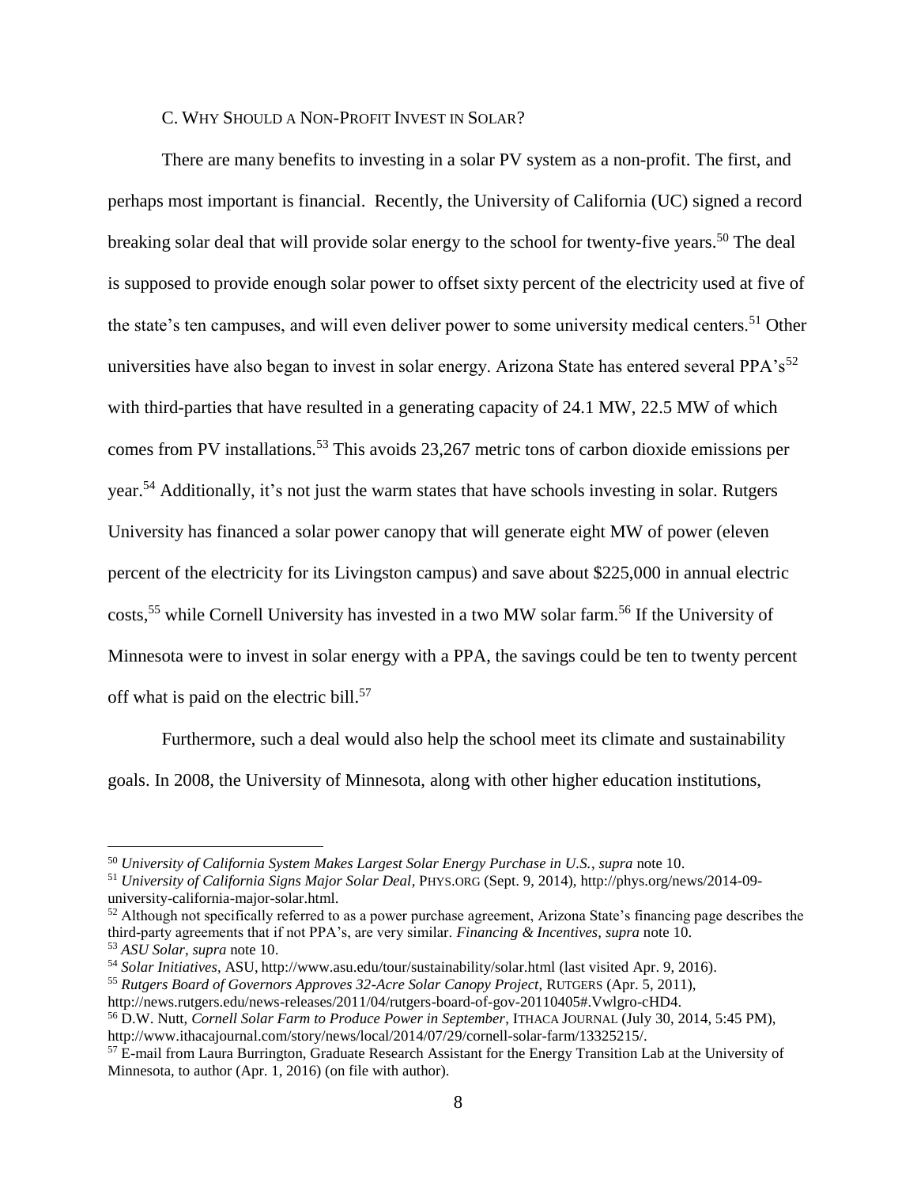### C. Why Should a Non-Profit Invest in Solar?

There are many benefits to investing in a solar PV system as a non-profit. The first, and perhaps most important is financial. Recently, the University of California (UC) signed a record breaking solar deal that will provide solar energy to the school for twenty-five years.[50] The deal is supposed to provide enough solar power to offset sixty percent of the electricity used at five of the state's ten campuses, and will even deliver power to some university medical centers.[51] Other universities have also began to invest in solar energy. Arizona State has entered several PPA's[52] with third-parties that have resulted in a generating capacity of 24.1 MW, 22.5 MW of which comes from PV installations.[53] This avoids 23,267 metric tons of carbon dioxide emissions per year.[54] Additionally, it's not just the warm states that have schools investing in solar. Rutgers University has financed a solar power canopy that will generate eight MW of power (eleven percent of the electricity for its Livingston campus) and save about $225,000 in annual electric costs,[55] while Cornell University has invested in a two MW solar farm.[56] If the University of Minnesota were to invest in solar energy with a PPA, the savings could be ten to twenty percent off what is paid on the electric bill.[57]

Furthermore, such a deal would also help the school meet its climate and sustainability goals. In 2008, the University of Minnesota, along with other higher education institutions,

---

[50] *University of California System Makes Largest Solar Energy Purchase in U.S.*, *supra* note 10.

[51] *University of California Signs Major Solar Deal*, PHYS.ORG (Sept. 9, 2014), http://phys.org/news/2014-09-university-california-major-solar.html.

[52] Although not specifically referred to as a power purchase agreement, Arizona State's financing page describes the third-party agreements that if not PPA's, are very similar. *Financing & Incentives*, *supra* note 10.

[53] *ASU Solar*, *supra* note 10.

[54] *Solar Initiatives*, ASU, http://www.asu.edu/tour/sustainability/solar.html (last visited Apr. 9, 2016).

[55] *Rutgers Board of Governors Approves 32-Acre Solar Canopy Project*, RUTGERS (Apr. 5, 2011), http://news.rutgers.edu/news-releases/2011/04/rutgers-board-of-gov-20110405#.Vwlgro-cHD4.

[56] D.W. Nutt, *Cornell Solar Farm to Produce Power in September*, ITHACA JOURNAL (July 30, 2014, 5:45 PM), http://www.ithacajournal.com/story/news/local/2014/07/29/cornell-solar-farm/13325215/.

[57] E-mail from Laura Burrington, Graduate Research Assistant for the Energy Transition Lab at the University of Minnesota, to author (Apr. 1, 2016) (on file with author).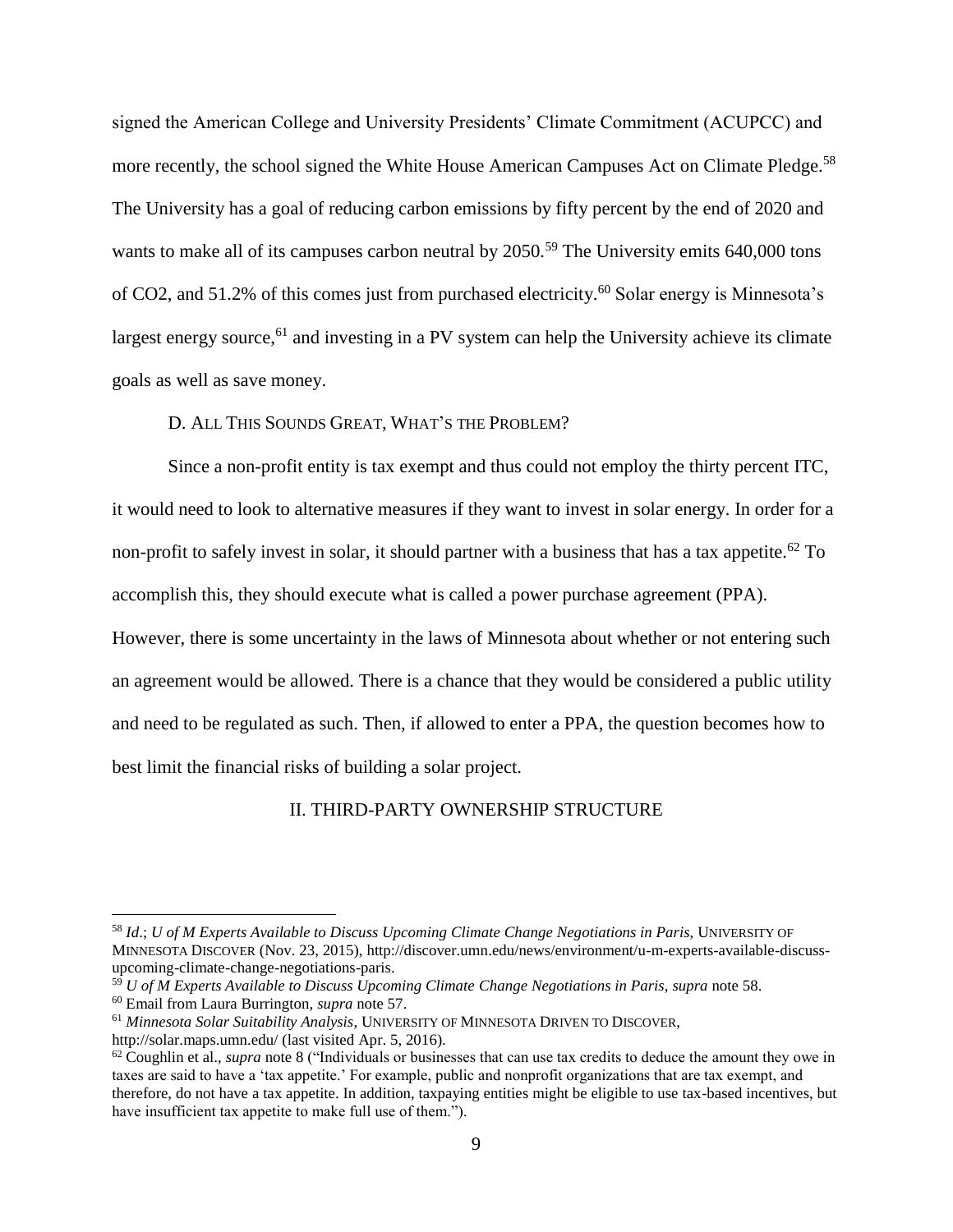signed the American College and University Presidents' Climate Commitment (ACUPCC) and more recently, the school signed the White House American Campuses Act on Climate Pledge.[58] The University has a goal of reducing carbon emissions by fifty percent by the end of 2020 and wants to make all of its campuses carbon neutral by 2050.[59] The University emits 640,000 tons of $CO_2$, and 51.2% of this comes just from purchased electricity.[60] Solar energy is Minnesota's largest energy source,[61] and investing in a PV system can help the University achieve its climate goals as well as save money.

### D. ALL THIS SOUNDS GREAT, WHAT'S THE PROBLEM?

Since a non-profit entity is tax exempt and thus could not employ the thirty percent ITC, it would need to look to alternative measures if they want to invest in solar energy. In order for a non-profit to safely invest in solar, it should partner with a business that has a tax appetite.[62] To accomplish this, they should execute what is called a power purchase agreement (PPA). However, there is some uncertainty in the laws of Minnesota about whether or not entering such an agreement would be allowed. There is a chance that they would be considered a public utility and need to be regulated as such. Then, if allowed to enter a PPA, the question becomes how to best limit the financial risks of building a solar project.

## II. THIRD-PARTY OWNERSHIP STRUCTURE

---

[58] *Id*.; *U of M Experts Available to Discuss Upcoming Climate Change Negotiations in Paris*, UNIVERSITY OF MINNESOTA DISCOVER (Nov. 23, 2015), http://discover.umn.edu/news/environment/u-m-experts-available-discuss-upcoming-climate-change-negotiations-paris.

[59] *U of M Experts Available to Discuss Upcoming Climate Change Negotiations in Paris*, *supra* note 58.

[60] Email from Laura Burrington, *supra* note 57.

[61] *Minnesota Solar Suitability Analysis*, UNIVERSITY OF MINNESOTA DRIVEN TO DISCOVER, http://solar.maps.umn.edu/ (last visited Apr. 5, 2016).

[62] Coughlin et al., *supra* note 8 ("Individuals or businesses that can use tax credits to deduce the amount they owe in taxes are said to have a 'tax appetite.' For example, public and nonprofit organizations that are tax exempt, and therefore, do not have a tax appetite. In addition, taxpaying entities might be eligible to use tax-based incentives, but have insufficient tax appetite to make full use of them.").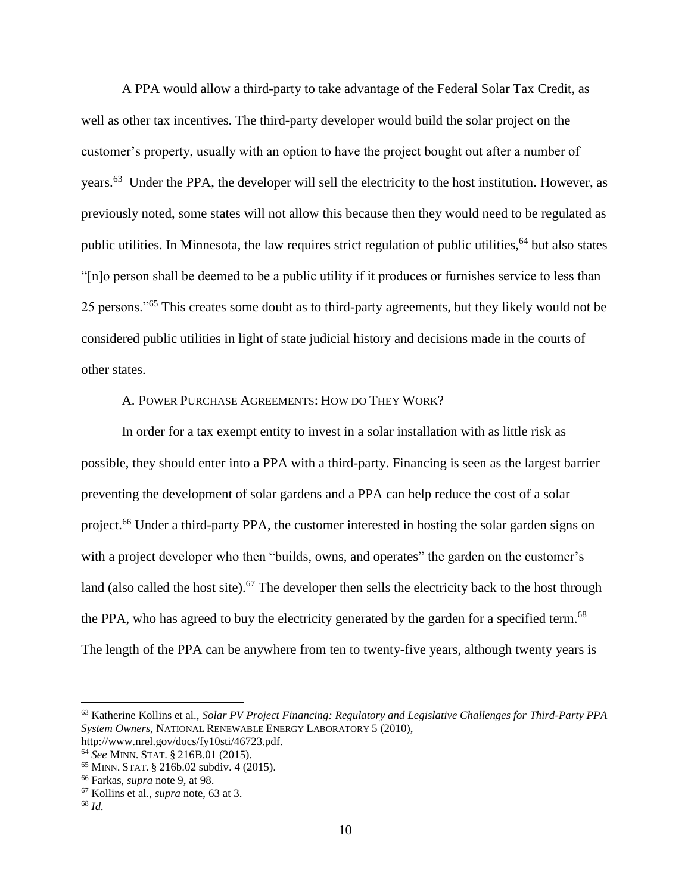A PPA would allow a third-party to take advantage of the Federal Solar Tax Credit, as well as other tax incentives. The third-party developer would build the solar project on the customer's property, usually with an option to have the project bought out after a number of years.[63] Under the PPA, the developer will sell the electricity to the host institution. However, as previously noted, some states will not allow this because then they would need to be regulated as public utilities. In Minnesota, the law requires strict regulation of public utilities,[64] but also states "[n]o person shall be deemed to be a public utility if it produces or furnishes service to less than 25 persons."[65] This creates some doubt as to third-party agreements, but they likely would not be considered public utilities in light of state judicial history and decisions made in the courts of other states.

## A. Power Purchase Agreements: How do They Work?

In order for a tax exempt entity to invest in a solar installation with as little risk as possible, they should enter into a PPA with a third-party. Financing is seen as the largest barrier preventing the development of solar gardens and a PPA can help reduce the cost of a solar project.[66] Under a third-party PPA, the customer interested in hosting the solar garden signs on with a project developer who then "builds, owns, and operates" the garden on the customer's land (also called the host site).[67] The developer then sells the electricity back to the host through the PPA, who has agreed to buy the electricity generated by the garden for a specified term.[68] The length of the PPA can be anywhere from ten to twenty-five years, although twenty years is

---

[63] Katherine Kollins et al., *Solar PV Project Financing: Regulatory and Legislative Challenges for Third-Party PPA System Owners*, NATIONAL RENEWABLE ENERGY LABORATORY 5 (2010), http://www.nrel.gov/docs/fy10sti/46723.pdf.

[64] *See* MINN. STAT. § 216B.01 (2015).

[65] MINN. STAT. § 216b.02 subdiv. 4 (2015).

[66] Farkas, *supra* note 9, at 98.

[67] Kollins et al., *supra* note, 63 at 3.

[68] *Id.*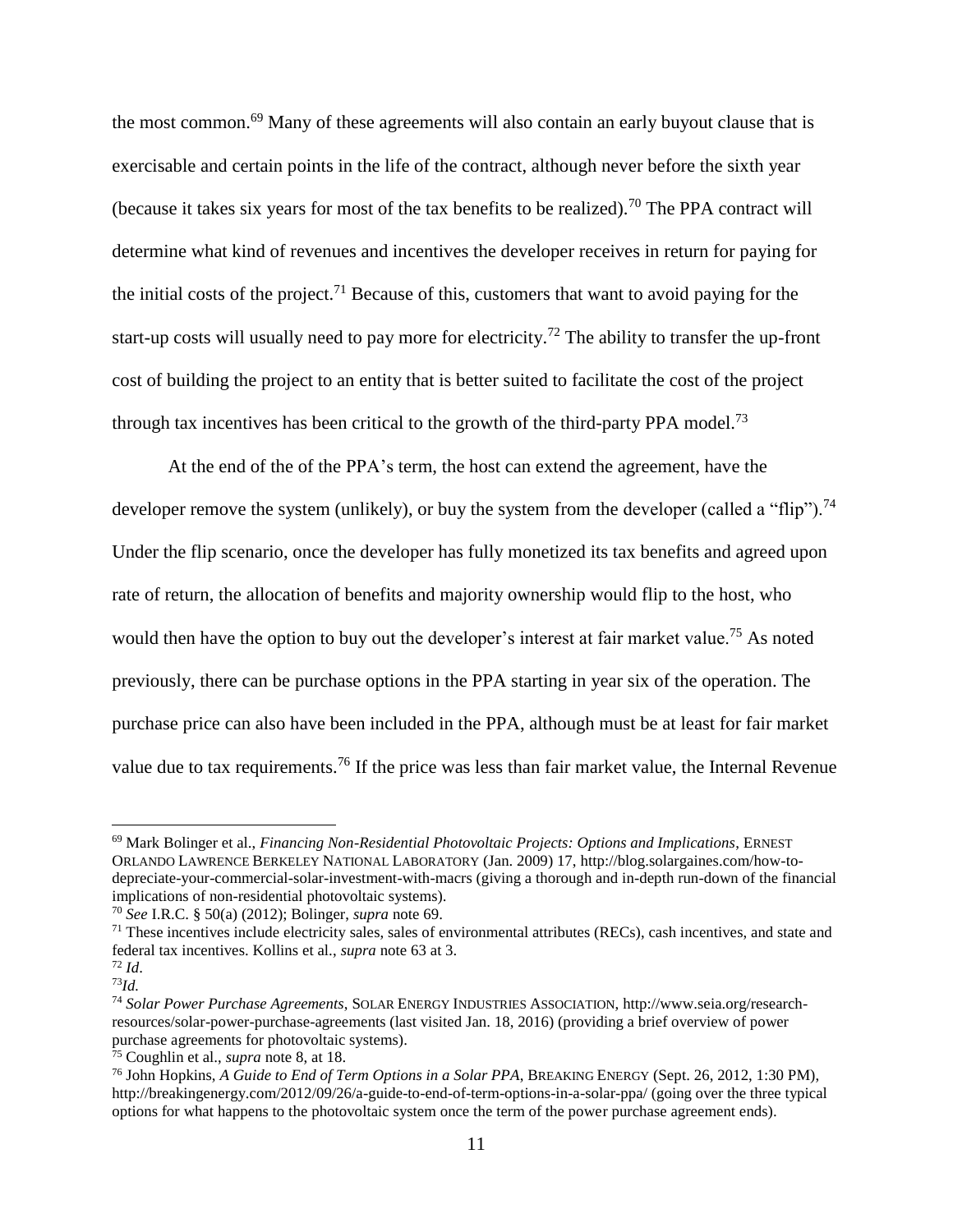the most common.[69] Many of these agreements will also contain an early buyout clause that is exercisable and certain points in the life of the contract, although never before the sixth year (because it takes six years for most of the tax benefits to be realized).[70] The PPA contract will determine what kind of revenues and incentives the developer receives in return for paying for the initial costs of the project.[71] Because of this, customers that want to avoid paying for the start-up costs will usually need to pay more for electricity.[72] The ability to transfer the up-front cost of building the project to an entity that is better suited to facilitate the cost of the project through tax incentives has been critical to the growth of the third-party PPA model.[73]

At the end of the of the PPA's term, the host can extend the agreement, have the developer remove the system (unlikely), or buy the system from the developer (called a "flip").[74] Under the flip scenario, once the developer has fully monetized its tax benefits and agreed upon rate of return, the allocation of benefits and majority ownership would flip to the host, who would then have the option to buy out the developer's interest at fair market value.[75] As noted previously, there can be purchase options in the PPA starting in year six of the operation. The purchase price can also have been included in the PPA, although must be at least for fair market value due to tax requirements.[76] If the price was less than fair market value, the Internal Revenue

---

[69] Mark Bolinger et al., *Financing Non-Residential Photovoltaic Projects: Options and Implications*, ERNEST ORLANDO LAWRENCE BERKELEY NATIONAL LABORATORY (Jan. 2009) 17, http://blog.solargaines.com/how-to-depreciate-your-commercial-solar-investment-with-macrs (giving a thorough and in-depth run-down of the financial implications of non-residential photovoltaic systems).

[70] *See* I.R.C. § 50(a) (2012); Bolinger, *supra* note 69.

[71] These incentives include electricity sales, sales of environmental attributes (RECs), cash incentives, and state and federal tax incentives. Kollins et al., *supra* note 63 at 3.

[72] *Id*.

[73] *Id.*

[74] *Solar Power Purchase Agreements*, SOLAR ENERGY INDUSTRIES ASSOCIATION, http://www.seia.org/research-resources/solar-power-purchase-agreements (last visited Jan. 18, 2016) (providing a brief overview of power purchase agreements for photovoltaic systems).

[75] Coughlin et al., *supra* note 8, at 18.

[76] John Hopkins, *A Guide to End of Term Options in a Solar PPA*, BREAKING ENERGY (Sept. 26, 2012, 1:30 PM), http://breakingenergy.com/2012/09/26/a-guide-to-end-of-term-options-in-a-solar-ppa/ (going over the three typical options for what happens to the photovoltaic system once the term of the power purchase agreement ends).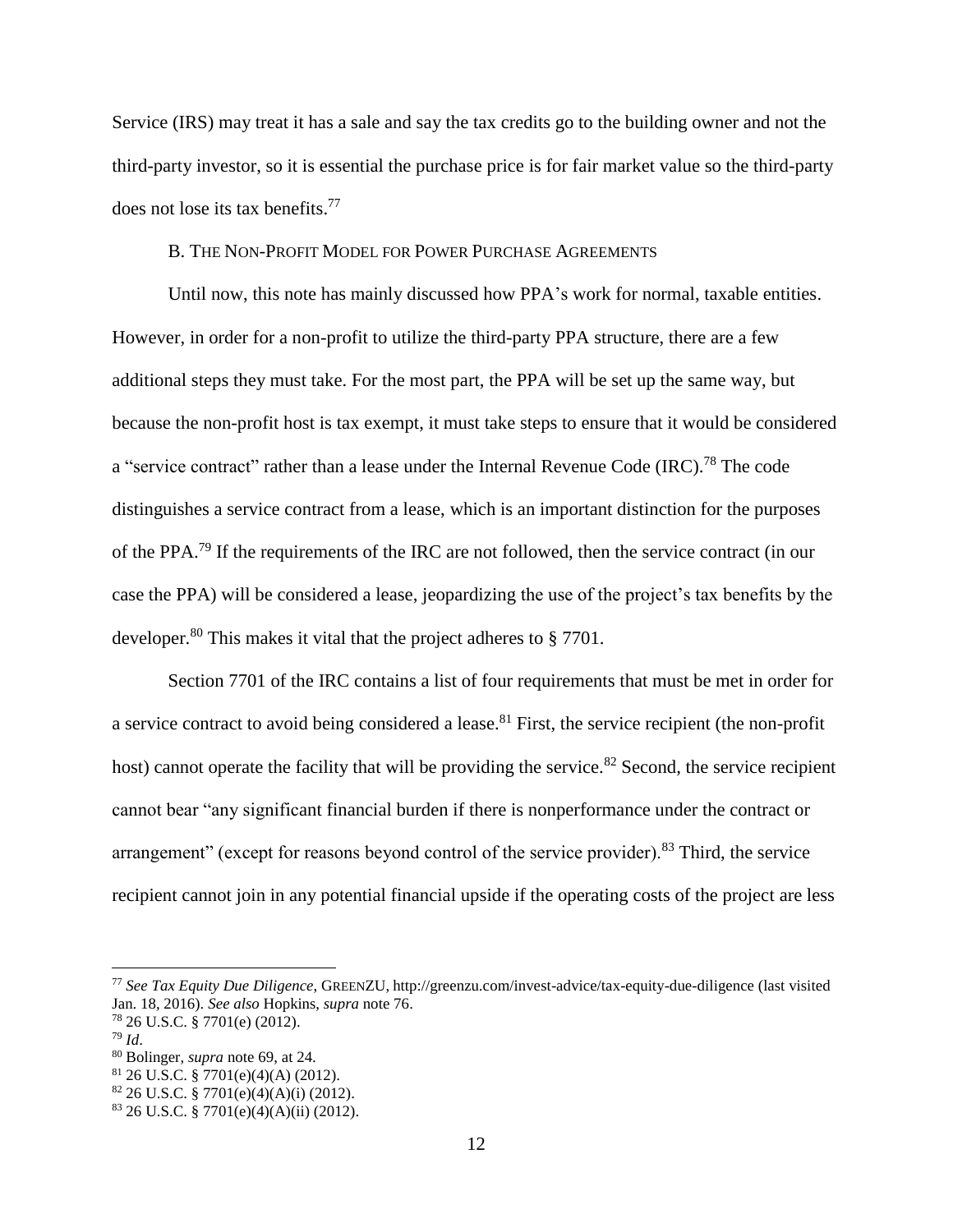Service (IRS) may treat it has a sale and say the tax credits go to the building owner and not the third-party investor, so it is essential the purchase price is for fair market value so the third-party does not lose its tax benefits.[77]

B. THE NON-PROFIT MODEL FOR POWER PURCHASE AGREEMENTS

Until now, this note has mainly discussed how PPA's work for normal, taxable entities. However, in order for a non-profit to utilize the third-party PPA structure, there are a few additional steps they must take. For the most part, the PPA will be set up the same way, but because the non-profit host is tax exempt, it must take steps to ensure that it would be considered a "service contract" rather than a lease under the Internal Revenue Code (IRC).[78] The code distinguishes a service contract from a lease, which is an important distinction for the purposes of the PPA.[79] If the requirements of the IRC are not followed, then the service contract (in our case the PPA) will be considered a lease, jeopardizing the use of the project's tax benefits by the developer.[80] This makes it vital that the project adheres to § 7701.

Section 7701 of the IRC contains a list of four requirements that must be met in order for a service contract to avoid being considered a lease.[81] First, the service recipient (the non-profit host) cannot operate the facility that will be providing the service.[82] Second, the service recipient cannot bear "any significant financial burden if there is nonperformance under the contract or arrangement" (except for reasons beyond control of the service provider).[83] Third, the service recipient cannot join in any potential financial upside if the operating costs of the project are less

[77] *See Tax Equity Due Diligence*, GREENZU, http://greenzu.com/invest-advice/tax-equity-due-diligence (last visited Jan. 18, 2016). *See also* Hopkins, *supra* note 76.
[78] 26 U.S.C. § 7701(e) (2012).
[79] *Id*.
[80] Bolinger, *supra* note 69, at 24.
[81] 26 U.S.C. § 7701(e)(4)(A) (2012).
[82] 26 U.S.C. § 7701(e)(4)(A)(i) (2012).
[83] 26 U.S.C. § 7701(e)(4)(A)(ii) (2012).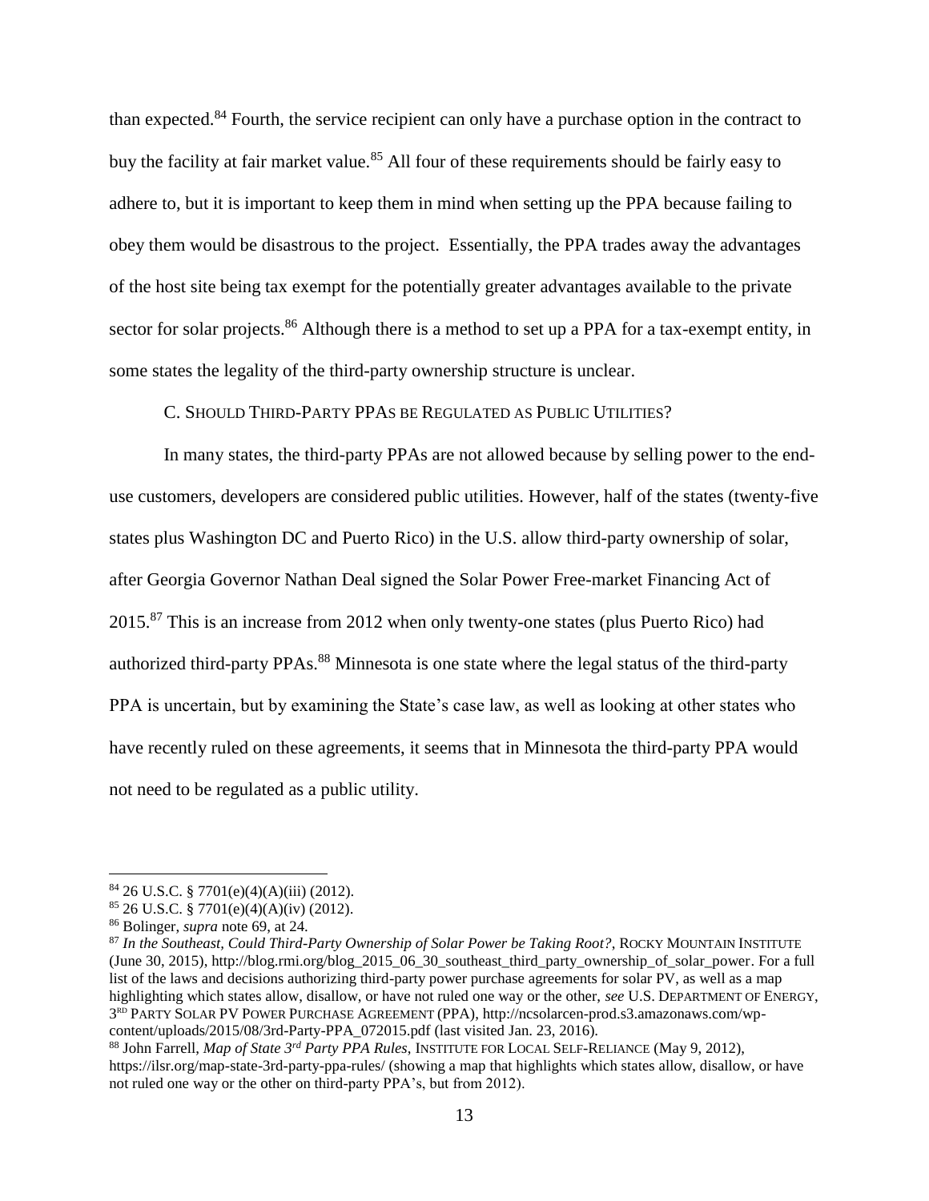than expected.[84] Fourth, the service recipient can only have a purchase option in the contract to buy the facility at fair market value.[85] All four of these requirements should be fairly easy to adhere to, but it is important to keep them in mind when setting up the PPA because failing to obey them would be disastrous to the project. Essentially, the PPA trades away the advantages of the host site being tax exempt for the potentially greater advantages available to the private sector for solar projects.[86] Although there is a method to set up a PPA for a tax-exempt entity, in some states the legality of the third-party ownership structure is unclear.

### C. Should Third-Party PPAs be Regulated as Public Utilities?

In many states, the third-party PPAs are not allowed because by selling power to the end-use customers, developers are considered public utilities. However, half of the states (twenty-five states plus Washington DC and Puerto Rico) in the U.S. allow third-party ownership of solar, after Georgia Governor Nathan Deal signed the Solar Power Free-market Financing Act of 2015.[87] This is an increase from 2012 when only twenty-one states (plus Puerto Rico) had authorized third-party PPAs.[88] Minnesota is one state where the legal status of the third-party PPA is uncertain, but by examining the State's case law, as well as looking at other states who have recently ruled on these agreements, it seems that in Minnesota the third-party PPA would not need to be regulated as a public utility.

---

[84] 26 U.S.C. § 7701(e)(4)(A)(iii) (2012).

[85] 26 U.S.C. § 7701(e)(4)(A)(iv) (2012).

[86] Bolinger, *supra* note 69, at 24.

[87] *In the Southeast, Could Third-Party Ownership of Solar Power be Taking Root?*, Rocky Mountain Institute (June 30, 2015), http://blog.rmi.org/blog_2015_06_30_southeast_third_party_ownership_of_solar_power. For a full list of the laws and decisions authorizing third-party power purchase agreements for solar PV, as well as a map highlighting which states allow, disallow, or have not ruled one way or the other, *see* U.S. Department of Energy, 3rd Party Solar PV Power Purchase Agreement (PPA), http://ncsolarcen-prod.s3.amazonaws.com/wp-content/uploads/2015/08/3rd-Party-PPA_072015.pdf (last visited Jan. 23, 2016).

[88] John Farrell, *Map of State 3rd Party PPA Rules*, Institute for Local Self-Reliance (May 9, 2012), https://ilsr.org/map-state-3rd-party-ppa-rules/ (showing a map that highlights which states allow, disallow, or have not ruled one way or the other on third-party PPA's, but from 2012).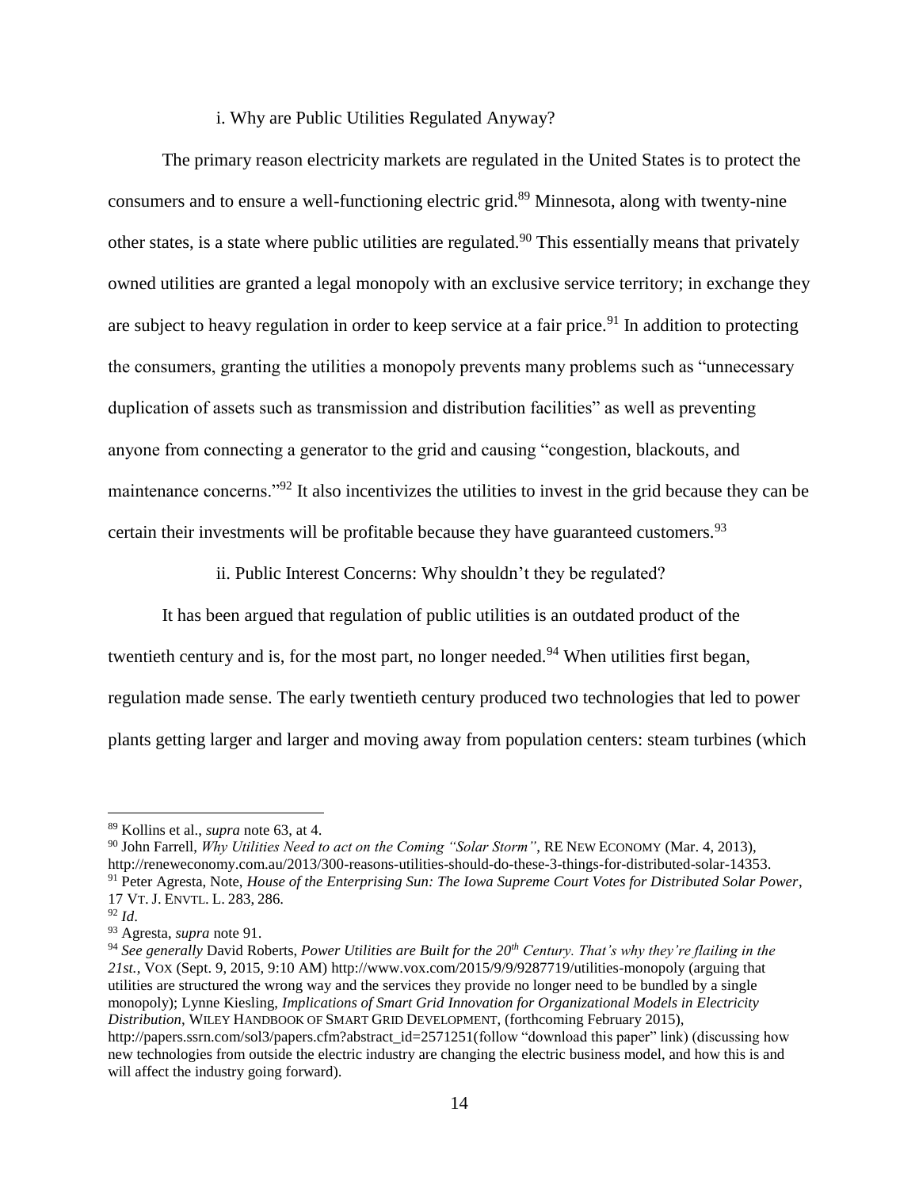### i. Why are Public Utilities Regulated Anyway?

The primary reason electricity markets are regulated in the United States is to protect the consumers and to ensure a well-functioning electric grid.[89] Minnesota, along with twenty-nine other states, is a state where public utilities are regulated.[90] This essentially means that privately owned utilities are granted a legal monopoly with an exclusive service territory; in exchange they are subject to heavy regulation in order to keep service at a fair price.[91] In addition to protecting the consumers, granting the utilities a monopoly prevents many problems such as "unnecessary duplication of assets such as transmission and distribution facilities" as well as preventing anyone from connecting a generator to the grid and causing "congestion, blackouts, and maintenance concerns."[92] It also incentivizes the utilities to invest in the grid because they can be certain their investments will be profitable because they have guaranteed customers.[93]

### ii. Public Interest Concerns: Why shouldn't they be regulated?

It has been argued that regulation of public utilities is an outdated product of the twentieth century and is, for the most part, no longer needed.[94] When utilities first began, regulation made sense. The early twentieth century produced two technologies that led to power plants getting larger and larger and moving away from population centers: steam turbines (which

---

[89] Kollins et al., *supra* note 63, at 4.

[90] John Farrell, *Why Utilities Need to act on the Coming "Solar Storm"*, RE NEW ECONOMY (Mar. 4, 2013), http://reneweconomy.com.au/2013/300-reasons-utilities-should-do-these-3-things-for-distributed-solar-14353.

[91] Peter Agresta, Note, *House of the Enterprising Sun: The Iowa Supreme Court Votes for Distributed Solar Power*, 17 VT. J. ENVTL. L. 283, 286.

[92] *Id*.

[93] Agresta, *supra* note 91.

[94] *See generally* David Roberts, *Power Utilities are Built for the 20th Century. That's why they're flailing in the 21st.*, VOX (Sept. 9, 2015, 9:10 AM) http://www.vox.com/2015/9/9/9287719/utilities-monopoly (arguing that utilities are structured the wrong way and the services they provide no longer need to be bundled by a single monopoly); Lynne Kiesling, *Implications of Smart Grid Innovation for Organizational Models in Electricity Distribution*, WILEY HANDBOOK OF SMART GRID DEVELOPMENT, (forthcoming February 2015), http://papers.ssrn.com/sol3/papers.cfm?abstract_id=2571251(follow "download this paper" link) (discussing how new technologies from outside the electric industry are changing the electric business model, and how this is and will affect the industry going forward).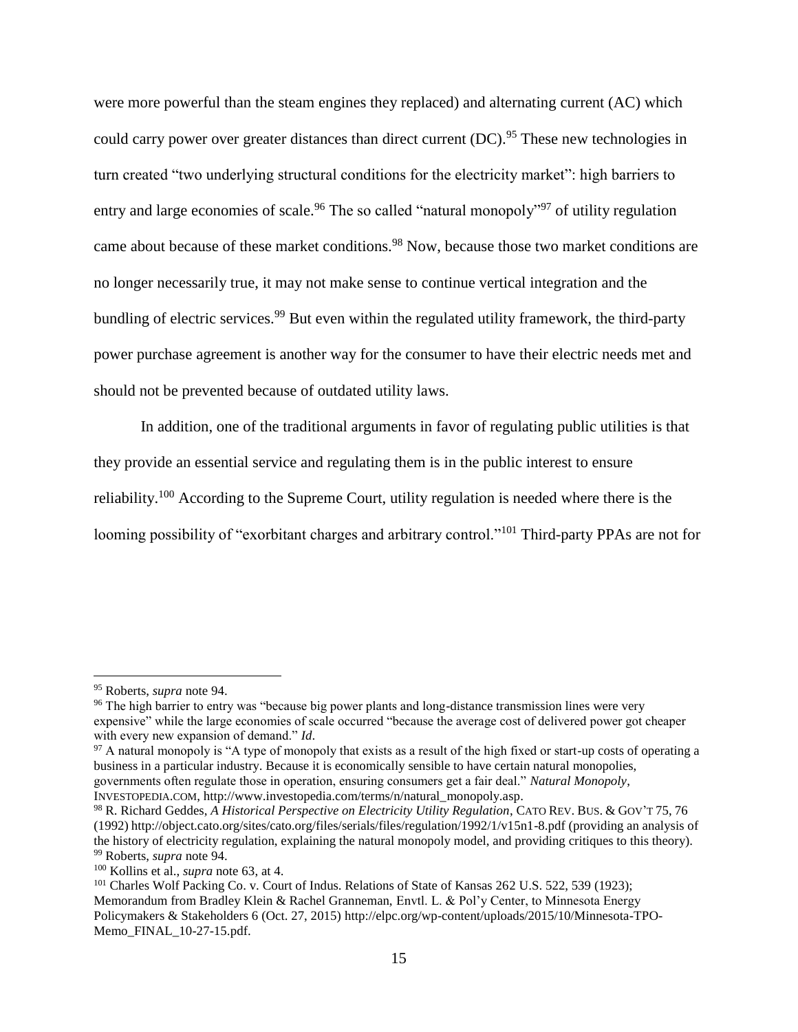were more powerful than the steam engines they replaced) and alternating current (AC) which could carry power over greater distances than direct current (DC).[95] These new technologies in turn created "two underlying structural conditions for the electricity market": high barriers to entry and large economies of scale.[96] The so called "natural monopoly"[97] of utility regulation came about because of these market conditions.[98] Now, because those two market conditions are no longer necessarily true, it may not make sense to continue vertical integration and the bundling of electric services.[99] But even within the regulated utility framework, the third-party power purchase agreement is another way for the consumer to have their electric needs met and should not be prevented because of outdated utility laws.

In addition, one of the traditional arguments in favor of regulating public utilities is that they provide an essential service and regulating them is in the public interest to ensure reliability.[100] According to the Supreme Court, utility regulation is needed where there is the looming possibility of "exorbitant charges and arbitrary control."[101] Third-party PPAs are not for

---

[95] Roberts, *supra* note 94.

[96] The high barrier to entry was "because big power plants and long-distance transmission lines were very expensive" while the large economies of scale occurred "because the average cost of delivered power got cheaper with every new expansion of demand." *Id*.

[97] A natural monopoly is "A type of monopoly that exists as a result of the high fixed or start-up costs of operating a business in a particular industry. Because it is economically sensible to have certain natural monopolies, governments often regulate those in operation, ensuring consumers get a fair deal." *Natural Monopoly*, INVESTOPEDIA.COM, http://www.investopedia.com/terms/n/natural_monopoly.asp.

[98] R. Richard Geddes, *A Historical Perspective on Electricity Utility Regulation*, CATO REV. BUS. & GOV'T 75, 76 (1992) http://object.cato.org/sites/cato.org/files/serials/files/regulation/1992/1/v15n1-8.pdf (providing an analysis of the history of electricity regulation, explaining the natural monopoly model, and providing critiques to this theory).

[99] Roberts, *supra* note 94.

[100] Kollins et al., *supra* note 63, at 4.

[101] Charles Wolf Packing Co. v. Court of Indus. Relations of State of Kansas 262 U.S. 522, 539 (1923); Memorandum from Bradley Klein & Rachel Granneman, Envtl. L. & Pol'y Center, to Minnesota Energy Policymakers & Stakeholders 6 (Oct. 27, 2015) http://elpc.org/wp-content/uploads/2015/10/Minnesota-TPO-Memo_FINAL_10-27-15.pdf.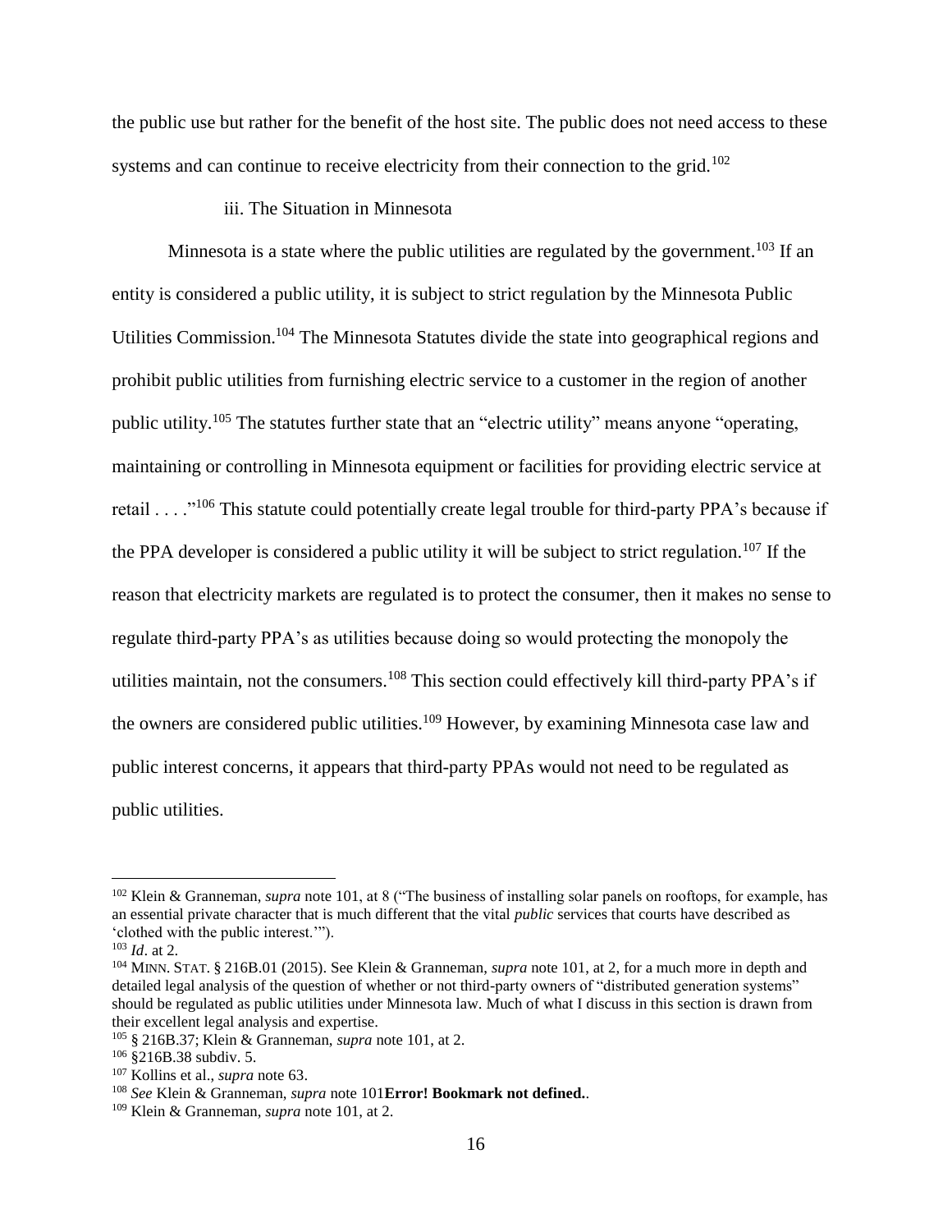the public use but rather for the benefit of the host site. The public does not need access to these systems and can continue to receive electricity from their connection to the grid.[102]

iii. The Situation in Minnesota

Minnesota is a state where the public utilities are regulated by the government.[103] If an entity is considered a public utility, it is subject to strict regulation by the Minnesota Public Utilities Commission.[104] The Minnesota Statutes divide the state into geographical regions and prohibit public utilities from furnishing electric service to a customer in the region of another public utility.[105] The statutes further state that an "electric utility" means anyone "operating, maintaining or controlling in Minnesota equipment or facilities for providing electric service at retail . . . ."[106] This statute could potentially create legal trouble for third-party PPA's because if the PPA developer is considered a public utility it will be subject to strict regulation.[107] If the reason that electricity markets are regulated is to protect the consumer, then it makes no sense to regulate third-party PPA's as utilities because doing so would protecting the monopoly the utilities maintain, not the consumers.[108] This section could effectively kill third-party PPA's if the owners are considered public utilities.[109] However, by examining Minnesota case law and public interest concerns, it appears that third-party PPAs would not need to be regulated as public utilities.

---

[102] Klein & Granneman, *supra* note 101, at 8 ("The business of installing solar panels on rooftops, for example, has an essential private character that is much different that the vital *public* services that courts have described as 'clothed with the public interest.'").

[103] *Id*. at 2.

[104] MINN. STAT. § 216B.01 (2015). See Klein & Granneman, *supra* note 101, at 2, for a much more in depth and detailed legal analysis of the question of whether or not third-party owners of "distributed generation systems" should be regulated as public utilities under Minnesota law. Much of what I discuss in this section is drawn from their excellent legal analysis and expertise.

[105] § 216B.37; Klein & Granneman, *supra* note 101, at 2.

[106] §216B.38 subdiv. 5.

[107] Kollins et al., *supra* note 63.

[108] *See* Klein & Granneman, *supra* note 101**Error! Bookmark not defined.**.

[109] Klein & Granneman, *supra* note 101, at 2.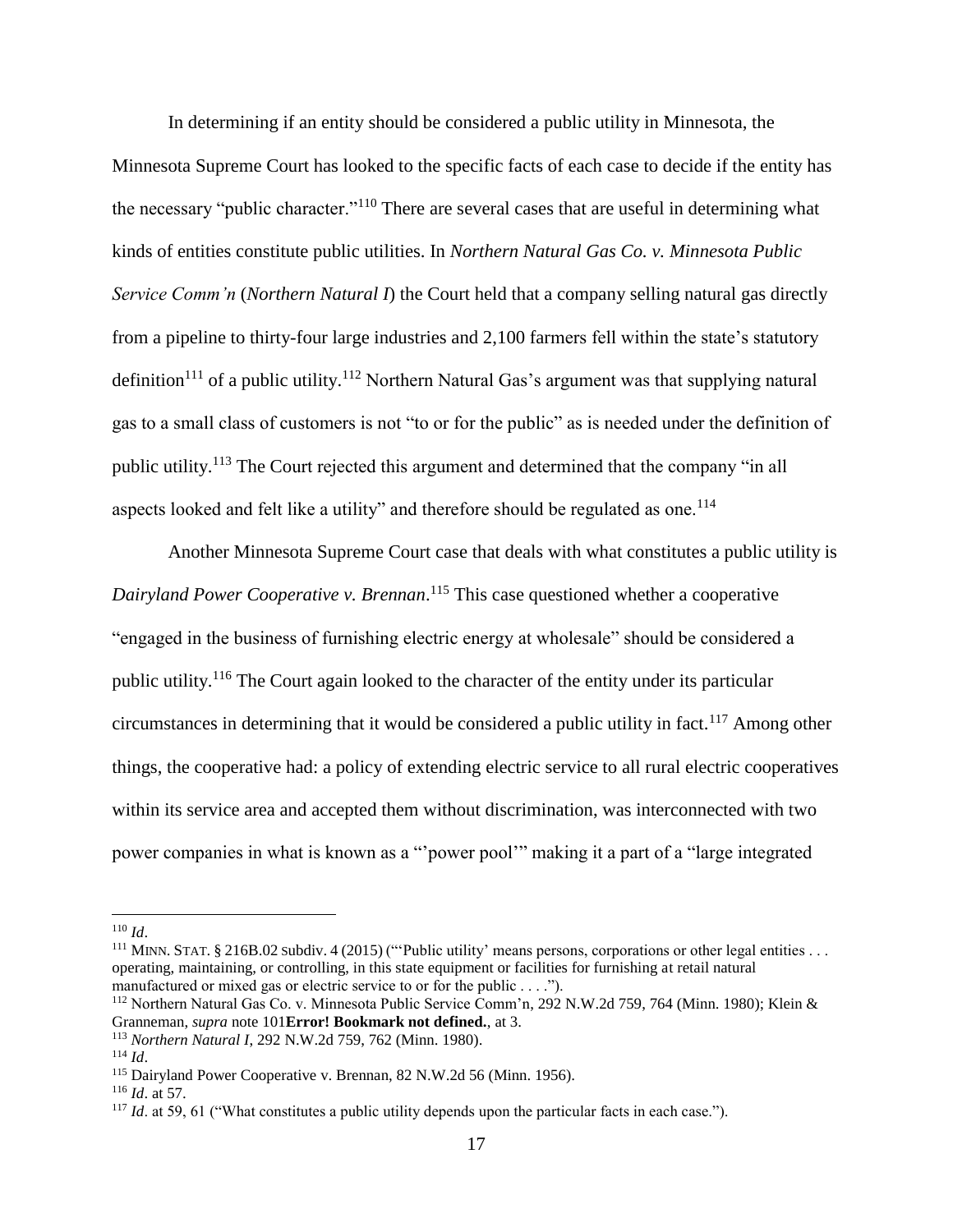In determining if an entity should be considered a public utility in Minnesota, the Minnesota Supreme Court has looked to the specific facts of each case to decide if the entity has the necessary "public character."[110] There are several cases that are useful in determining what kinds of entities constitute public utilities. In *Northern Natural Gas Co. v. Minnesota Public Service Comm'n* (*Northern Natural I*) the Court held that a company selling natural gas directly from a pipeline to thirty-four large industries and 2,100 farmers fell within the state's statutory definition[111] of a public utility.[112] Northern Natural Gas's argument was that supplying natural gas to a small class of customers is not "to or for the public" as is needed under the definition of public utility.[113] The Court rejected this argument and determined that the company "in all aspects looked and felt like a utility" and therefore should be regulated as one.[114]

Another Minnesota Supreme Court case that deals with what constitutes a public utility is *Dairyland Power Cooperative v. Brennan*.[115] This case questioned whether a cooperative "engaged in the business of furnishing electric energy at wholesale" should be considered a public utility.[116] The Court again looked to the character of the entity under its particular circumstances in determining that it would be considered a public utility in fact.[117] Among other things, the cooperative had: a policy of extending electric service to all rural electric cooperatives within its service area and accepted them without discrimination, was interconnected with two power companies in what is known as a "'power pool'" making it a part of a "large integrated

---

[110] *Id*.

[111] MINN. STAT. § 216B.02 subdiv. 4 (2015) ("'Public utility' means persons, corporations or other legal entities . . . operating, maintaining, or controlling, in this state equipment or facilities for furnishing at retail natural manufactured or mixed gas or electric service to or for the public . . . .").

[112] Northern Natural Gas Co. v. Minnesota Public Service Comm'n, 292 N.W.2d 759, 764 (Minn. 1980); Klein & Granneman, *supra* note 101**Error! Bookmark not defined.**, at 3.

[113] *Northern Natural I*, 292 N.W.2d 759, 762 (Minn. 1980).

[114] *Id*.

[115] Dairyland Power Cooperative v. Brennan, 82 N.W.2d 56 (Minn. 1956).

[116] *Id*. at 57.

[117] *Id*. at 59, 61 ("What constitutes a public utility depends upon the particular facts in each case.").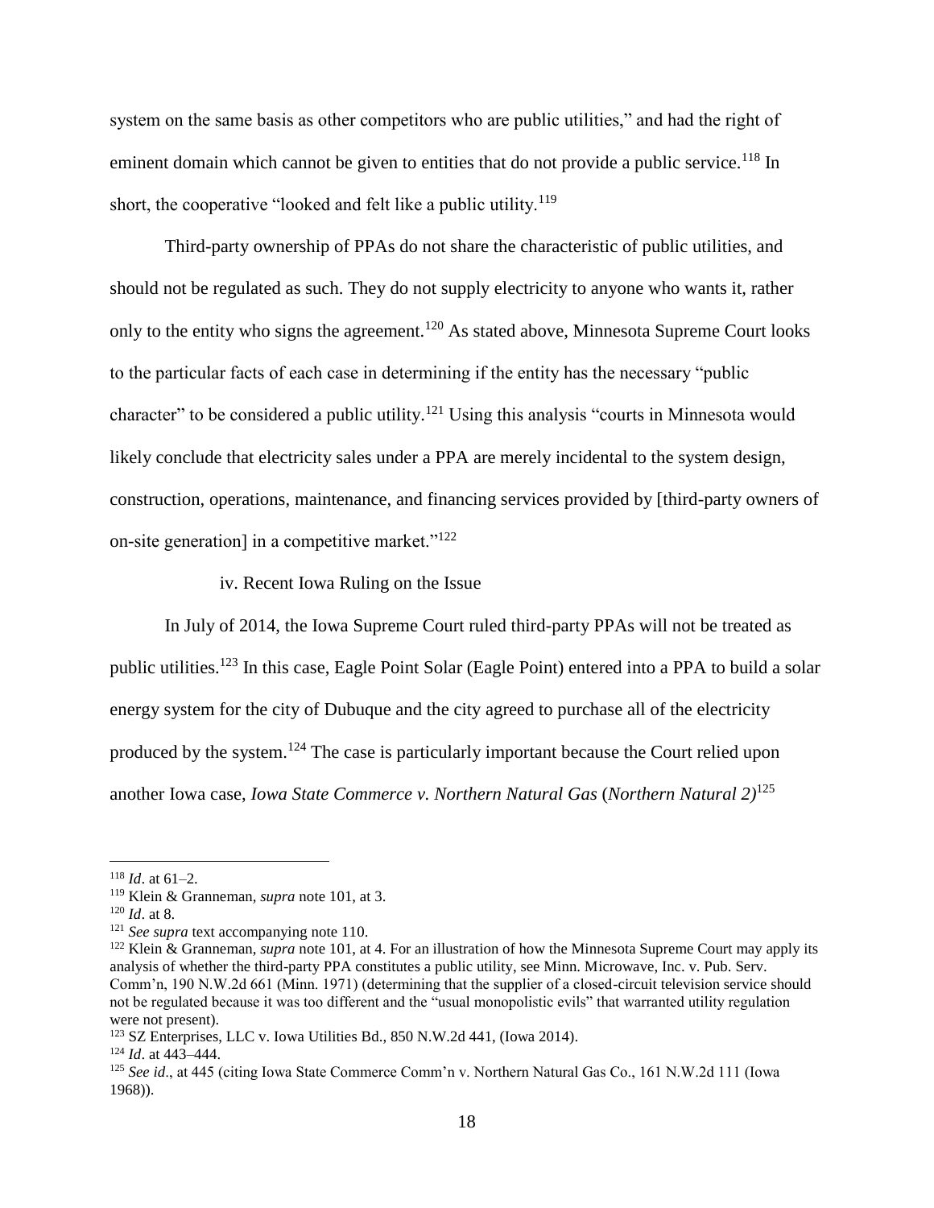system on the same basis as other competitors who are public utilities," and had the right of eminent domain which cannot be given to entities that do not provide a public service.[118] In short, the cooperative "looked and felt like a public utility.[119]

Third-party ownership of PPAs do not share the characteristic of public utilities, and should not be regulated as such. They do not supply electricity to anyone who wants it, rather only to the entity who signs the agreement.[120] As stated above, Minnesota Supreme Court looks to the particular facts of each case in determining if the entity has the necessary "public character" to be considered a public utility.[121] Using this analysis "courts in Minnesota would likely conclude that electricity sales under a PPA are merely incidental to the system design, construction, operations, maintenance, and financing services provided by [third-party owners of on-site generation] in a competitive market."[122]

iv. Recent Iowa Ruling on the Issue

In July of 2014, the Iowa Supreme Court ruled third-party PPAs will not be treated as public utilities.[123] In this case, Eagle Point Solar (Eagle Point) entered into a PPA to build a solar energy system for the city of Dubuque and the city agreed to purchase all of the electricity produced by the system.[124] The case is particularly important because the Court relied upon another Iowa case, *Iowa State Commerce v. Northern Natural Gas* (*Northern Natural 2)*[125]

---

[118] *Id*. at 61–2.

[119] Klein & Granneman, *supra* note 101, at 3.

[120] *Id*. at 8.

[121] *See supra* text accompanying note 110.

[122] Klein & Granneman, *supra* note 101, at 4. For an illustration of how the Minnesota Supreme Court may apply its analysis of whether the third-party PPA constitutes a public utility, see Minn. Microwave, Inc. v. Pub. Serv. Comm'n, 190 N.W.2d 661 (Minn. 1971) (determining that the supplier of a closed-circuit television service should not be regulated because it was too different and the "usual monopolistic evils" that warranted utility regulation were not present).

[123] SZ Enterprises, LLC v. Iowa Utilities Bd., 850 N.W.2d 441, (Iowa 2014).

[124] *Id*. at 443–444.

[125] *See id*., at 445 (citing Iowa State Commerce Comm'n v. Northern Natural Gas Co., 161 N.W.2d 111 (Iowa 1968)).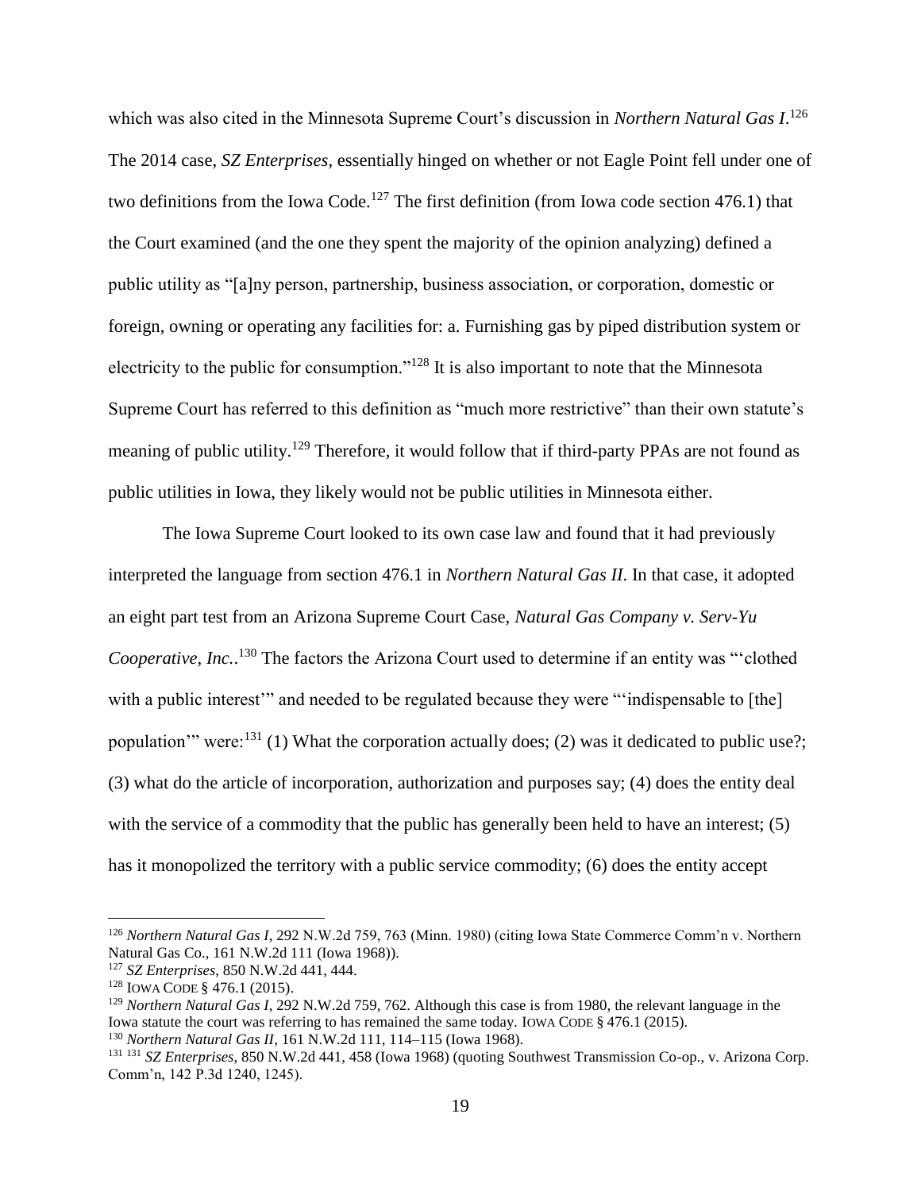which was also cited in the Minnesota Supreme Court's discussion in *Northern Natural Gas I*.[126] The 2014 case, *SZ Enterprises*, essentially hinged on whether or not Eagle Point fell under one of two definitions from the Iowa Code.[127] The first definition (from Iowa code section 476.1) that the Court examined (and the one they spent the majority of the opinion analyzing) defined a public utility as "[a]ny person, partnership, business association, or corporation, domestic or foreign, owning or operating any facilities for: a. Furnishing gas by piped distribution system or electricity to the public for consumption."[128] It is also important to note that the Minnesota Supreme Court has referred to this definition as "much more restrictive" than their own statute's meaning of public utility.[129] Therefore, it would follow that if third-party PPAs are not found as public utilities in Iowa, they likely would not be public utilities in Minnesota either.

The Iowa Supreme Court looked to its own case law and found that it had previously interpreted the language from section 476.1 in *Northern Natural Gas II*. In that case, it adopted an eight part test from an Arizona Supreme Court Case, *Natural Gas Company v. Serv-Yu Cooperative, Inc.*.[130] The factors the Arizona Court used to determine if an entity was "'clothed with a public interest'" and needed to be regulated because they were "'indispensable to [the] population'" were:[131] (1) What the corporation actually does; (2) was it dedicated to public use?; (3) what do the article of incorporation, authorization and purposes say; (4) does the entity deal with the service of a commodity that the public has generally been held to have an interest; (5) has it monopolized the territory with a public service commodity; (6) does the entity accept

---

[126] *Northern Natural Gas I*, 292 N.W.2d 759, 763 (Minn. 1980) (citing Iowa State Commerce Comm'n v. Northern Natural Gas Co., 161 N.W.2d 111 (Iowa 1968)).

[127] *SZ Enterprises*, 850 N.W.2d 441, 444.

[128] IOWA CODE § 476.1 (2015).

[129] *Northern Natural Gas I*, 292 N.W.2d 759, 762. Although this case is from 1980, the relevant language in the Iowa statute the court was referring to has remained the same today. IOWA CODE § 476.1 (2015).

[130] *Northern Natural Gas II*, 161 N.W.2d 111, 114–115 (Iowa 1968).

[131] [131] *SZ Enterprises*, 850 N.W.2d 441, 458 (Iowa 1968) (quoting Southwest Transmission Co-op., v. Arizona Corp. Comm'n, 142 P.3d 1240, 1245).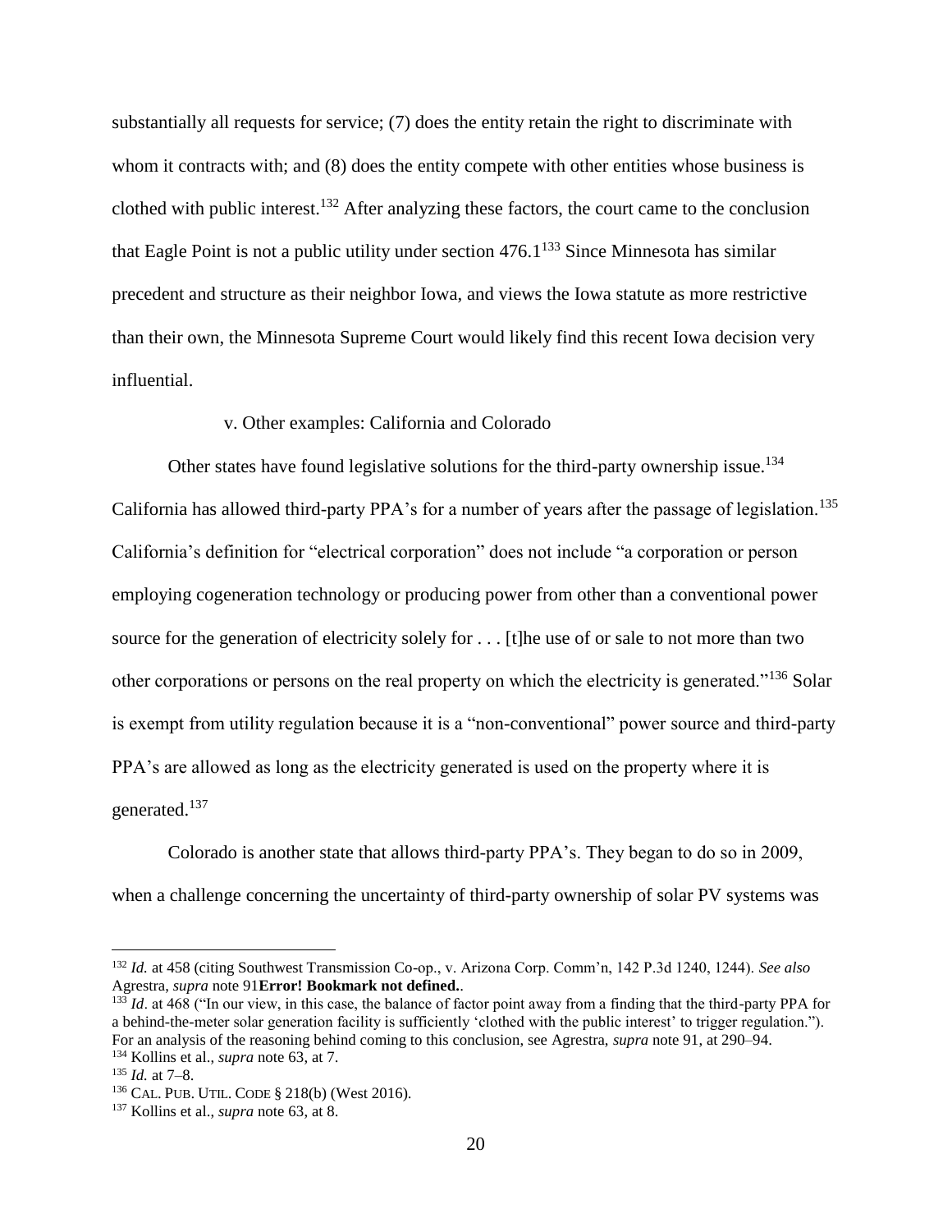substantially all requests for service; (7) does the entity retain the right to discriminate with whom it contracts with; and (8) does the entity compete with other entities whose business is clothed with public interest.[132] After analyzing these factors, the court came to the conclusion that Eagle Point is not a public utility under section 476.1[133] Since Minnesota has similar precedent and structure as their neighbor Iowa, and views the Iowa statute as more restrictive than their own, the Minnesota Supreme Court would likely find this recent Iowa decision very influential.

v. Other examples: California and Colorado

Other states have found legislative solutions for the third-party ownership issue.[134] California has allowed third-party PPA's for a number of years after the passage of legislation.[135] California's definition for "electrical corporation" does not include "a corporation or person employing cogeneration technology or producing power from other than a conventional power source for the generation of electricity solely for . . . [t]he use of or sale to not more than two other corporations or persons on the real property on which the electricity is generated."[136] Solar is exempt from utility regulation because it is a "non-conventional" power source and third-party PPA's are allowed as long as the electricity generated is used on the property where it is generated.[137]

Colorado is another state that allows third-party PPA's. They began to do so in 2009, when a challenge concerning the uncertainty of third-party ownership of solar PV systems was

---

[132] *Id.* at 458 (citing Southwest Transmission Co-op., v. Arizona Corp. Comm'n, 142 P.3d 1240, 1244). *See also* Agrestra, *supra* note 91**Error! Bookmark not defined.**.

[133] *Id*. at 468 ("In our view, in this case, the balance of factor point away from a finding that the third-party PPA for a behind-the-meter solar generation facility is sufficiently 'clothed with the public interest' to trigger regulation."). For an analysis of the reasoning behind coming to this conclusion, see Agrestra, *supra* note 91, at 290–94.

[134] Kollins et al., *supra* note 63, at 7.

[135] *Id.* at 7–8.

[136] CAL. PUB. UTIL. CODE § 218(b) (West 2016).

[137] Kollins et al., *supra* note 63, at 8.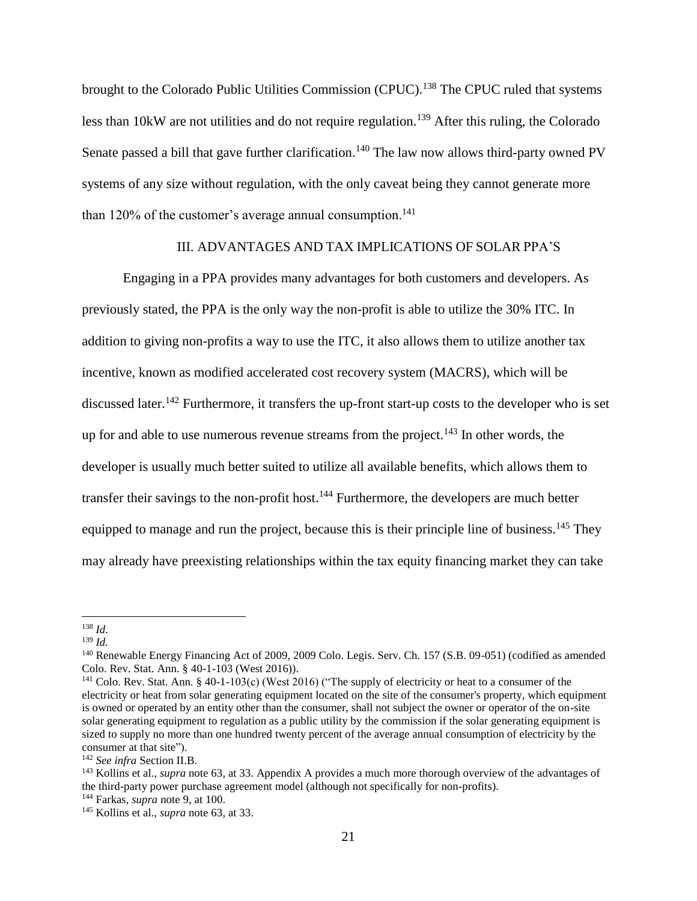brought to the Colorado Public Utilities Commission (CPUC).[138] The CPUC ruled that systems less than 10kW are not utilities and do not require regulation.[139] After this ruling, the Colorado Senate passed a bill that gave further clarification.[140] The law now allows third-party owned PV systems of any size without regulation, with the only caveat being they cannot generate more than 120% of the customer's average annual consumption.[141]

## III. ADVANTAGES AND TAX IMPLICATIONS OF SOLAR PPA'S

Engaging in a PPA provides many advantages for both customers and developers. As previously stated, the PPA is the only way the non-profit is able to utilize the 30% ITC. In addition to giving non-profits a way to use the ITC, it also allows them to utilize another tax incentive, known as modified accelerated cost recovery system (MACRS), which will be discussed later.[142] Furthermore, it transfers the up-front start-up costs to the developer who is set up for and able to use numerous revenue streams from the project.[143] In other words, the developer is usually much better suited to utilize all available benefits, which allows them to transfer their savings to the non-profit host.[144] Furthermore, the developers are much better equipped to manage and run the project, because this is their principle line of business.[145] They may already have preexisting relationships within the tax equity financing market they can take

---

[138] *Id.*

[139] *Id.*

[140] Renewable Energy Financing Act of 2009, 2009 Colo. Legis. Serv. Ch. 157 (S.B. 09-051) (codified as amended Colo. Rev. Stat. Ann. § 40-1-103 (West 2016)).

[141] Colo. Rev. Stat. Ann. § 40-1-103(c) (West 2016) ("The supply of electricity or heat to a consumer of the electricity or heat from solar generating equipment located on the site of the consumer's property, which equipment is owned or operated by an entity other than the consumer, shall not subject the owner or operator of the on-site solar generating equipment to regulation as a public utility by the commission if the solar generating equipment is sized to supply no more than one hundred twenty percent of the average annual consumption of electricity by the consumer at that site").

[142] *See infra* Section II.B.

[143] Kollins et al., *supra* note 63, at 33. Appendix A provides a much more thorough overview of the advantages of the third-party power purchase agreement model (although not specifically for non-profits).

[144] Farkas, *supra* note 9, at 100.

[145] Kollins et al., *supra* note 63, at 33.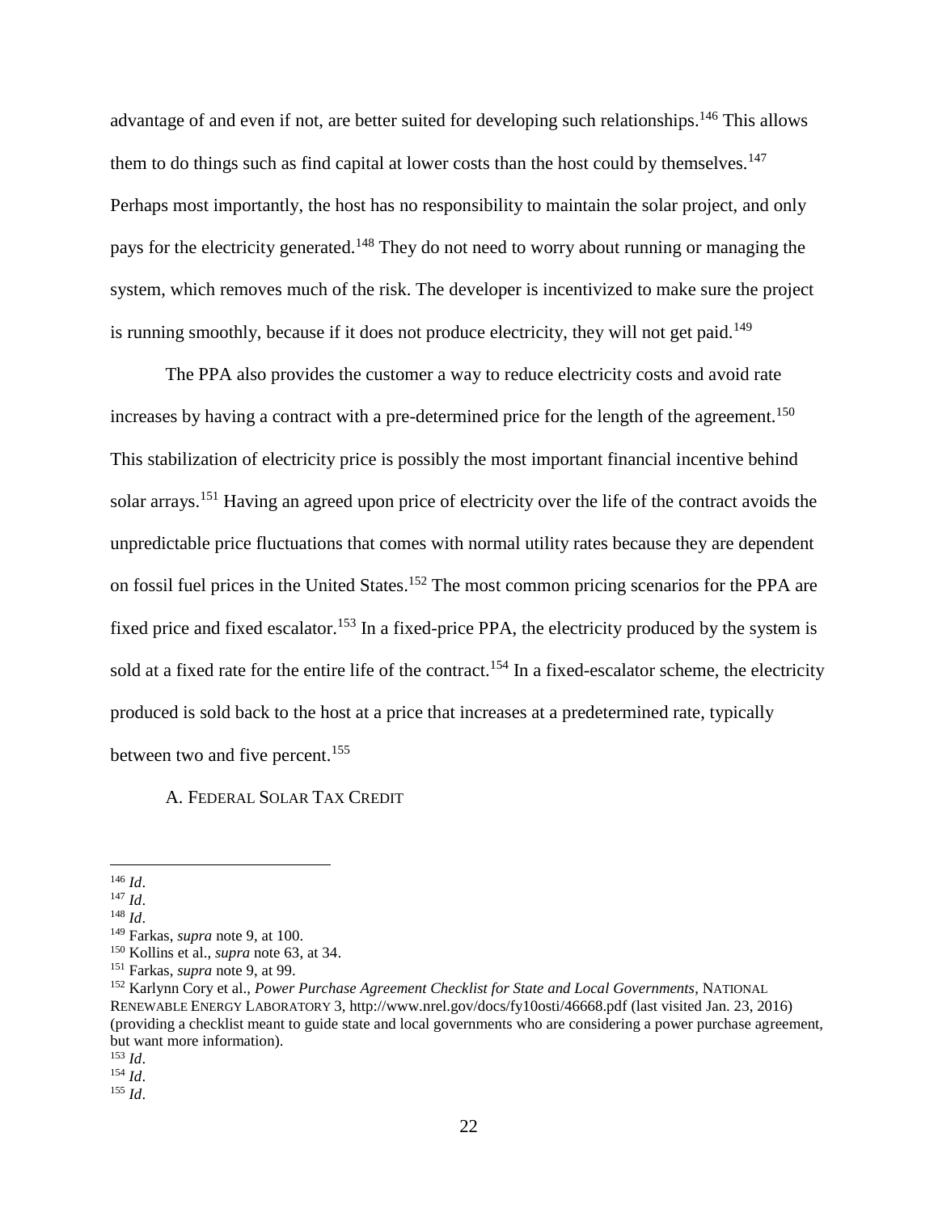advantage of and even if not, are better suited for developing such relationships.[146] This allows them to do things such as find capital at lower costs than the host could by themselves.[147] Perhaps most importantly, the host has no responsibility to maintain the solar project, and only pays for the electricity generated.[148] They do not need to worry about running or managing the system, which removes much of the risk. The developer is incentivized to make sure the project is running smoothly, because if it does not produce electricity, they will not get paid.[149]

The PPA also provides the customer a way to reduce electricity costs and avoid rate increases by having a contract with a pre-determined price for the length of the agreement.[150] This stabilization of electricity price is possibly the most important financial incentive behind solar arrays.[151] Having an agreed upon price of electricity over the life of the contract avoids the unpredictable price fluctuations that comes with normal utility rates because they are dependent on fossil fuel prices in the United States.[152] The most common pricing scenarios for the PPA are fixed price and fixed escalator.[153] In a fixed-price PPA, the electricity produced by the system is sold at a fixed rate for the entire life of the contract.[154] In a fixed-escalator scheme, the electricity produced is sold back to the host at a price that increases at a predetermined rate, typically between two and five percent.[155]

## A. Federal Solar Tax Credit

---

[146] *Id*.
[147] *Id*.
[148] *Id*.
[149] Farkas, *supra* note 9, at 100.
[150] Kollins et al., *supra* note 63, at 34.
[151] Farkas, *supra* note 9, at 99.
[152] Karlynn Cory et al., *Power Purchase Agreement Checklist for State and Local Governments*, NATIONAL RENEWABLE ENERGY LABORATORY 3, http://www.nrel.gov/docs/fy10osti/46668.pdf (last visited Jan. 23, 2016) (providing a checklist meant to guide state and local governments who are considering a power purchase agreement, but want more information).
[153] *Id*.
[154] *Id*.
[155] *Id*.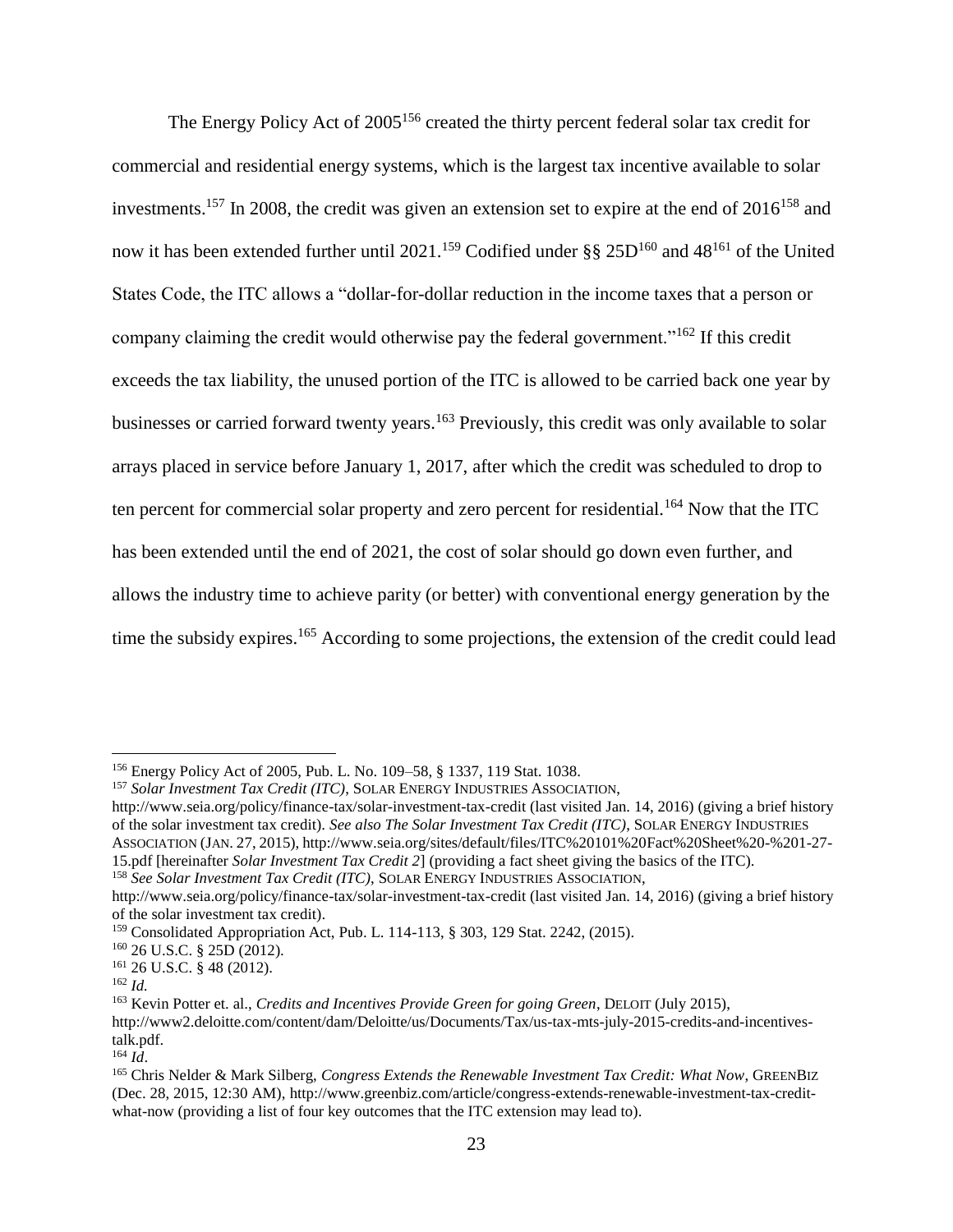The Energy Policy Act of 2005[156] created the thirty percent federal solar tax credit for commercial and residential energy systems, which is the largest tax incentive available to solar investments.[157] In 2008, the credit was given an extension set to expire at the end of 2016[158] and now it has been extended further until 2021.[159] Codified under §§ 25D[160] and 48[161] of the United States Code, the ITC allows a "dollar-for-dollar reduction in the income taxes that a person or company claiming the credit would otherwise pay the federal government."[162] If this credit exceeds the tax liability, the unused portion of the ITC is allowed to be carried back one year by businesses or carried forward twenty years.[163] Previously, this credit was only available to solar arrays placed in service before January 1, 2017, after which the credit was scheduled to drop to ten percent for commercial solar property and zero percent for residential.[164] Now that the ITC has been extended until the end of 2021, the cost of solar should go down even further, and allows the industry time to achieve parity (or better) with conventional energy generation by the time the subsidy expires.[165] According to some projections, the extension of the credit could lead

---

[156] Energy Policy Act of 2005, Pub. L. No. 109–58, § 1337, 119 Stat. 1038.

[157] *Solar Investment Tax Credit (ITC)*, SOLAR ENERGY INDUSTRIES ASSOCIATION, http://www.seia.org/policy/finance-tax/solar-investment-tax-credit (last visited Jan. 14, 2016) (giving a brief history of the solar investment tax credit). *See also The Solar Investment Tax Credit (ITC)*, SOLAR ENERGY INDUSTRIES ASSOCIATION (JAN. 27, 2015), http://www.seia.org/sites/default/files/ITC%20101%20Fact%20Sheet%20-%201-27-15.pdf [hereinafter *Solar Investment Tax Credit 2*] (providing a fact sheet giving the basics of the ITC).

[158] *See Solar Investment Tax Credit (ITC)*, SOLAR ENERGY INDUSTRIES ASSOCIATION, http://www.seia.org/policy/finance-tax/solar-investment-tax-credit (last visited Jan. 14, 2016) (giving a brief history of the solar investment tax credit).

[159] Consolidated Appropriation Act, Pub. L. 114-113, § 303, 129 Stat. 2242, (2015).

[160] 26 U.S.C. § 25D (2012).

[161] 26 U.S.C. § 48 (2012).

[162] *Id.*

[163] Kevin Potter et. al., *Credits and Incentives Provide Green for going Green*, DELOIT (July 2015), http://www2.deloitte.com/content/dam/Deloitte/us/Documents/Tax/us-tax-mts-july-2015-credits-and-incentives-talk.pdf.

[164] *Id*.

[165] Chris Nelder & Mark Silberg, *Congress Extends the Renewable Investment Tax Credit: What Now*, GREENBIZ (Dec. 28, 2015, 12:30 AM), http://www.greenbiz.com/article/congress-extends-renewable-investment-tax-credit-what-now (providing a list of four key outcomes that the ITC extension may lead to).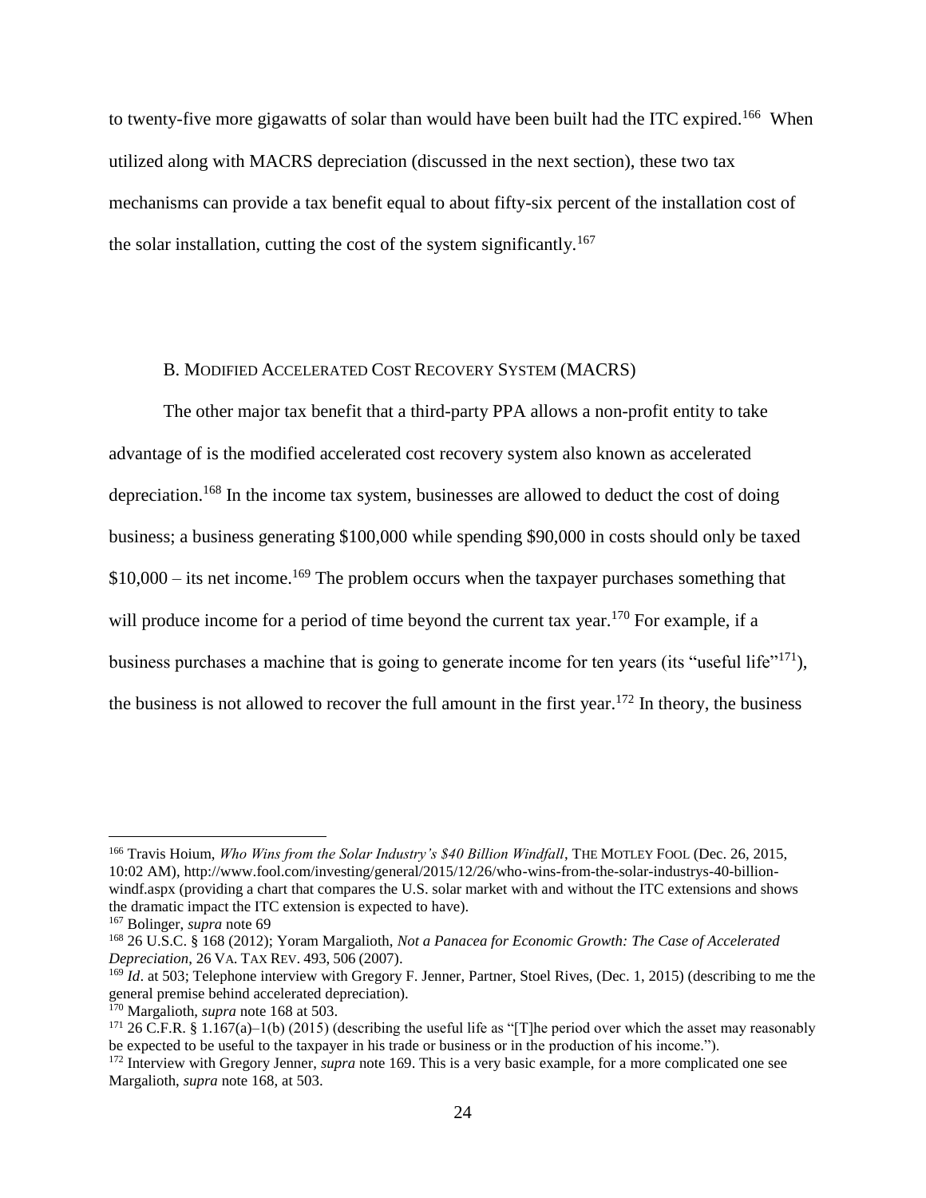to twenty-five more gigawatts of solar than would have been built had the ITC expired.[166] When utilized along with MACRS depreciation (discussed in the next section), these two tax mechanisms can provide a tax benefit equal to about fifty-six percent of the installation cost of the solar installation, cutting the cost of the system significantly.[167]

### B. Modified Accelerated Cost Recovery System (MACRS)

The other major tax benefit that a third-party PPA allows a non-profit entity to take advantage of is the modified accelerated cost recovery system also known as accelerated depreciation.[168] In the income tax system, businesses are allowed to deduct the cost of doing business; a business generating $100,000 while spending $90,000 in costs should only be taxed $10,000 – its net income.[169] The problem occurs when the taxpayer purchases something that will produce income for a period of time beyond the current tax year.[170] For example, if a business purchases a machine that is going to generate income for ten years (its "useful life"[171]), the business is not allowed to recover the full amount in the first year.[172] In theory, the business

---

[166] Travis Hoium, *Who Wins from the Solar Industry's $40 Billion Windfall*, The Motley Fool (Dec. 26, 2015, 10:02 AM), http://www.fool.com/investing/general/2015/12/26/who-wins-from-the-solar-industrys-40-billion-windf.aspx (providing a chart that compares the U.S. solar market with and without the ITC extensions and shows the dramatic impact the ITC extension is expected to have).

[167] Bolinger, *supra* note 69

[168] 26 U.S.C. § 168 (2012); Yoram Margalioth, *Not a Panacea for Economic Growth: The Case of Accelerated Depreciation*, 26 Va. Tax Rev. 493, 506 (2007).

[169] *Id*. at 503; Telephone interview with Gregory F. Jenner, Partner, Stoel Rives, (Dec. 1, 2015) (describing to me the general premise behind accelerated depreciation).

[170] Margalioth, *supra* note 168 at 503.

[171] 26 C.F.R. § 1.167(a)–1(b) (2015) (describing the useful life as "[T]he period over which the asset may reasonably be expected to be useful to the taxpayer in his trade or business or in the production of his income.").

[172] Interview with Gregory Jenner, *supra* note 169. This is a very basic example, for a more complicated one see Margalioth, *supra* note 168, at 503.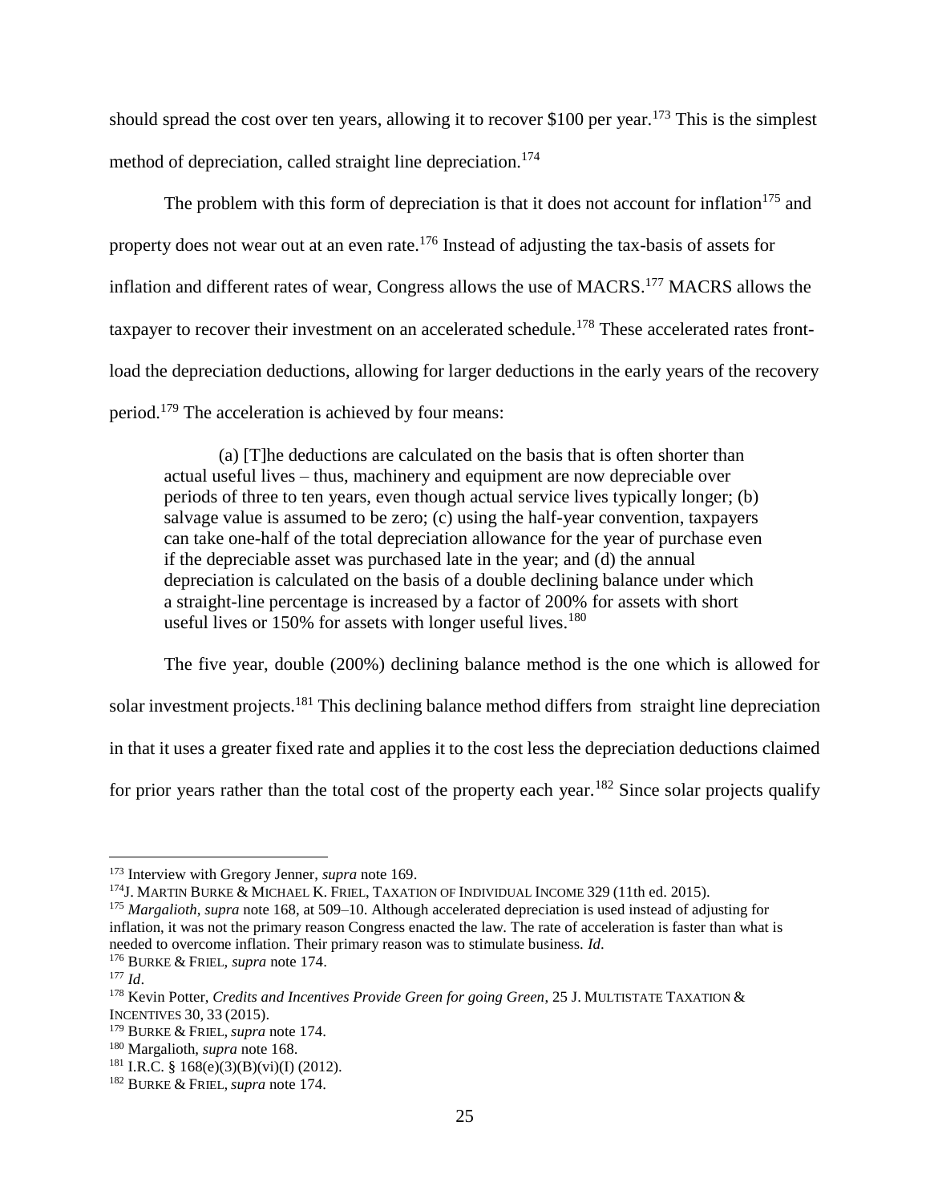should spread the cost over ten years, allowing it to recover $100 per year.[173] This is the simplest method of depreciation, called straight line depreciation.[174]

The problem with this form of depreciation is that it does not account for inflation[175] and property does not wear out at an even rate.[176] Instead of adjusting the tax-basis of assets for inflation and different rates of wear, Congress allows the use of MACRS.[177] MACRS allows the taxpayer to recover their investment on an accelerated schedule.[178] These accelerated rates front-load the depreciation deductions, allowing for larger deductions in the early years of the recovery period.[179] The acceleration is achieved by four means:

> (a) [T]he deductions are calculated on the basis that is often shorter than actual useful lives – thus, machinery and equipment are now depreciable over periods of three to ten years, even though actual service lives typically longer; (b) salvage value is assumed to be zero; (c) using the half-year convention, taxpayers can take one-half of the total depreciation allowance for the year of purchase even if the depreciable asset was purchased late in the year; and (d) the annual depreciation is calculated on the basis of a double declining balance under which a straight-line percentage is increased by a factor of 200% for assets with short useful lives or 150% for assets with longer useful lives.[180]

The five year, double (200%) declining balance method is the one which is allowed for solar investment projects.[181] This declining balance method differs from straight line depreciation in that it uses a greater fixed rate and applies it to the cost less the depreciation deductions claimed for prior years rather than the total cost of the property each year.[182] Since solar projects qualify

---

[173] Interview with Gregory Jenner, *supra* note 169.

[174] J. MARTIN BURKE & MICHAEL K. FRIEL, TAXATION OF INDIVIDUAL INCOME 329 (11th ed. 2015).

[175] *Margalioth*, *supra* note 168, at 509–10. Although accelerated depreciation is used instead of adjusting for inflation, it was not the primary reason Congress enacted the law. The rate of acceleration is faster than what is needed to overcome inflation. Their primary reason was to stimulate business. *Id*.

[176] BURKE & FRIEL, *supra* note 174.

[177] *Id*.

[178] Kevin Potter, *Credits and Incentives Provide Green for going Green*, 25 J. MULTISTATE TAXATION & INCENTIVES 30, 33 (2015).

[179] BURKE & FRIEL, *supra* note 174.

[180] Margalioth, *supra* note 168.

[181] I.R.C. § 168(e)(3)(B)(vi)(I) (2012).

[182] BURKE & FRIEL, *supra* note 174.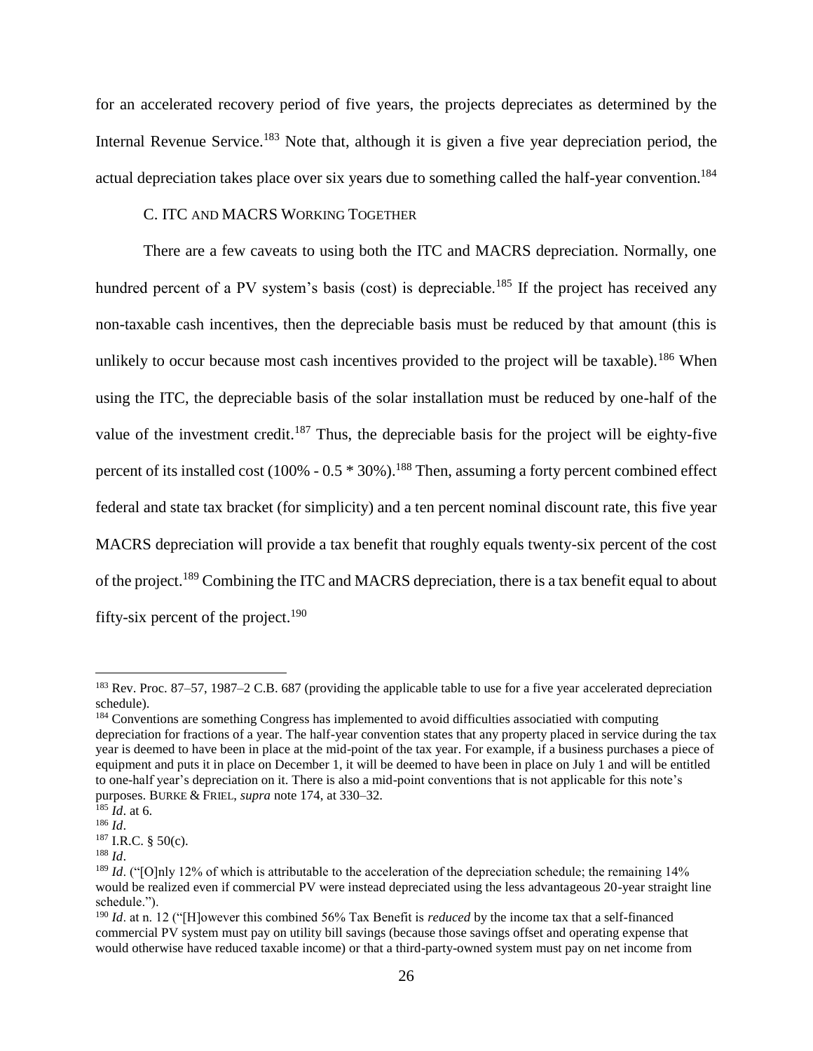for an accelerated recovery period of five years, the projects depreciates as determined by the Internal Revenue Service.[183] Note that, although it is given a five year depreciation period, the actual depreciation takes place over six years due to something called the half-year convention.[184]

### C. ITC AND MACRS WORKING TOGETHER

There are a few caveats to using both the ITC and MACRS depreciation. Normally, one hundred percent of a PV system's basis (cost) is depreciable.[185] If the project has received any non-taxable cash incentives, then the depreciable basis must be reduced by that amount (this is unlikely to occur because most cash incentives provided to the project will be taxable).[186] When using the ITC, the depreciable basis of the solar installation must be reduced by one-half of the value of the investment credit.[187] Thus, the depreciable basis for the project will be eighty-five percent of its installed cost (100% - 0.5 * 30%).[188] Then, assuming a forty percent combined effect federal and state tax bracket (for simplicity) and a ten percent nominal discount rate, this five year MACRS depreciation will provide a tax benefit that roughly equals twenty-six percent of the cost of the project.[189] Combining the ITC and MACRS depreciation, there is a tax benefit equal to about fifty-six percent of the project.[190]

---

[183] Rev. Proc. 87–57, 1987–2 C.B. 687 (providing the applicable table to use for a five year accelerated depreciation schedule).

[184] Conventions are something Congress has implemented to avoid difficulties associatied with computing depreciation for fractions of a year. The half-year convention states that any property placed in service during the tax year is deemed to have been in place at the mid-point of the tax year. For example, if a business purchases a piece of equipment and puts it in place on December 1, it will be deemed to have been in place on July 1 and will be entitled to one-half year's depreciation on it. There is also a mid-point conventions that is not applicable for this note's purposes. BURKE & FRIEL, *supra* note 174, at 330–32.

[185] *Id*. at 6.

[186] *Id*.

[187] I.R.C. § 50(c).

[188] *Id*.

[189] *Id*. ("[O]nly 12% of which is attributable to the acceleration of the depreciation schedule; the remaining 14% would be realized even if commercial PV were instead depreciated using the less advantageous 20-year straight line schedule.").

[190] *Id*. at n. 12 ("[H]owever this combined 56% Tax Benefit is *reduced* by the income tax that a self-financed commercial PV system must pay on utility bill savings (because those savings offset and operating expense that would otherwise have reduced taxable income) or that a third-party-owned system must pay on net income from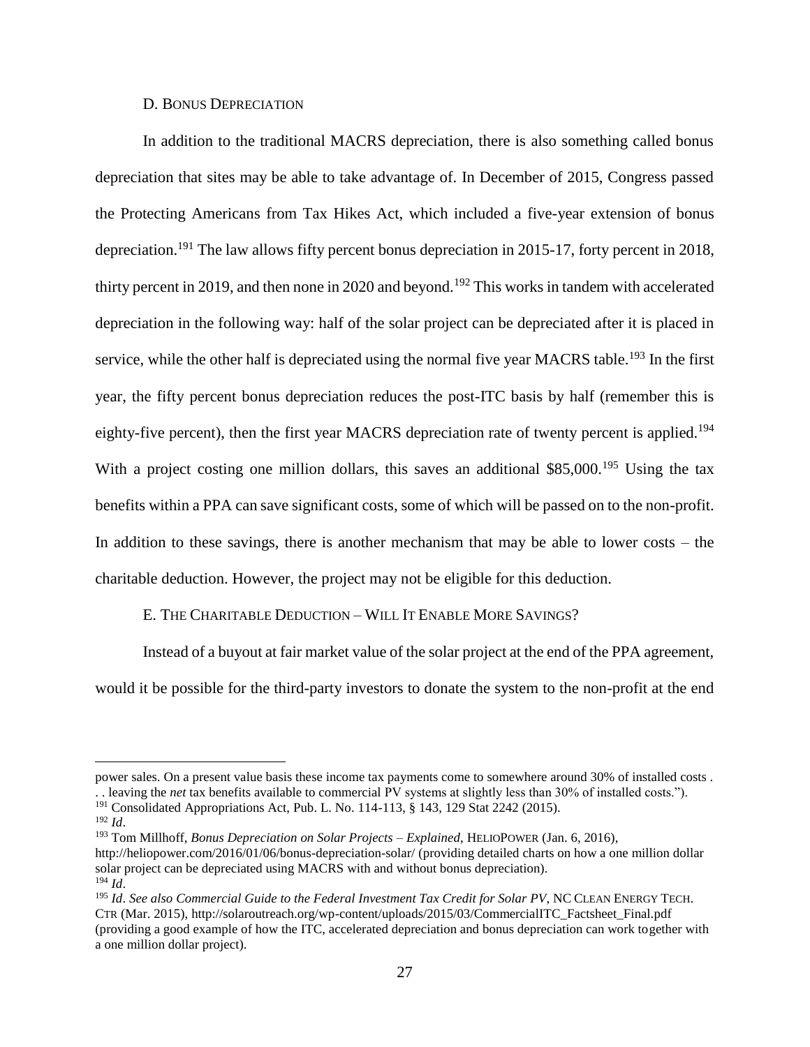### D. Bonus Depreciation

In addition to the traditional MACRS depreciation, there is also something called bonus depreciation that sites may be able to take advantage of. In December of 2015, Congress passed the Protecting Americans from Tax Hikes Act, which included a five-year extension of bonus depreciation.[191] The law allows fifty percent bonus depreciation in 2015-17, forty percent in 2018, thirty percent in 2019, and then none in 2020 and beyond.[192] This works in tandem with accelerated depreciation in the following way: half of the solar project can be depreciated after it is placed in service, while the other half is depreciated using the normal five year MACRS table.[193] In the first year, the fifty percent bonus depreciation reduces the post-ITC basis by half (remember this is eighty-five percent), then the first year MACRS depreciation rate of twenty percent is applied.[194] With a project costing one million dollars, this saves an additional $85,000.[195] Using the tax benefits within a PPA can save significant costs, some of which will be passed on to the non-profit. In addition to these savings, there is another mechanism that may be able to lower costs – the charitable deduction. However, the project may not be eligible for this deduction.

### E. The Charitable Deduction – Will It Enable More Savings?

Instead of a buyout at fair market value of the solar project at the end of the PPA agreement, would it be possible for the third-party investors to donate the system to the non-profit at the end

---

power sales. On a present value basis these income tax payments come to somewhere around 30% of installed costs . . . leaving the *net* tax benefits available to commercial PV systems at slightly less than 30% of installed costs.").

[191] Consolidated Appropriations Act, Pub. L. No. 114-113, § 143, 129 Stat 2242 (2015).

[192] *Id*.

[193] Tom Millhoff, *Bonus Depreciation on Solar Projects – Explained*, HELIOPOWER (Jan. 6, 2016), http://heliopower.com/2016/01/06/bonus-depreciation-solar/ (providing detailed charts on how a one million dollar solar project can be depreciated using MACRS with and without bonus depreciation).

[194] *Id*.

[195] *Id*. *See also Commercial Guide to the Federal Investment Tax Credit for Solar PV*, NC CLEAN ENERGY TECH. CTR (Mar. 2015), http://solaroutreach.org/wp-content/uploads/2015/03/CommercialITC_Factsheet_Final.pdf (providing a good example of how the ITC, accelerated depreciation and bonus depreciation can work together with a one million dollar project).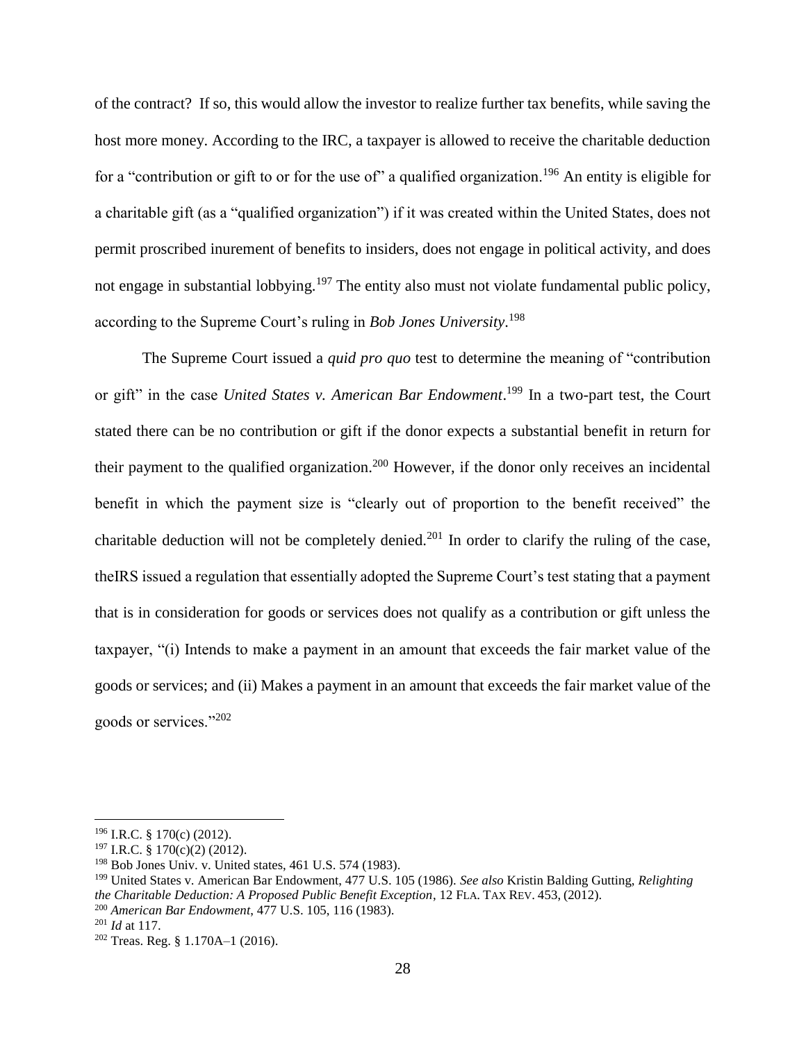of the contract? If so, this would allow the investor to realize further tax benefits, while saving the host more money. According to the IRC, a taxpayer is allowed to receive the charitable deduction for a "contribution or gift to or for the use of" a qualified organization.[196] An entity is eligible for a charitable gift (as a "qualified organization") if it was created within the United States, does not permit proscribed inurement of benefits to insiders, does not engage in political activity, and does not engage in substantial lobbying.[197] The entity also must not violate fundamental public policy, according to the Supreme Court's ruling in *Bob Jones University*.[198]

The Supreme Court issued a *quid pro quo* test to determine the meaning of "contribution or gift" in the case *United States v. American Bar Endowment*.[199] In a two-part test, the Court stated there can be no contribution or gift if the donor expects a substantial benefit in return for their payment to the qualified organization.[200] However, if the donor only receives an incidental benefit in which the payment size is "clearly out of proportion to the benefit received" the charitable deduction will not be completely denied.[201] In order to clarify the ruling of the case, theIRS issued a regulation that essentially adopted the Supreme Court's test stating that a payment that is in consideration for goods or services does not qualify as a contribution or gift unless the taxpayer, "(i) Intends to make a payment in an amount that exceeds the fair market value of the goods or services; and (ii) Makes a payment in an amount that exceeds the fair market value of the goods or services."[202]

---

[196] I.R.C. § 170(c) (2012).

[197] I.R.C. § 170(c)(2) (2012).

[198] Bob Jones Univ. v. United states, 461 U.S. 574 (1983).

[199] United States v. American Bar Endowment, 477 U.S. 105 (1986). *See also* Kristin Balding Gutting, *Relighting the Charitable Deduction: A Proposed Public Benefit Exception*, 12 FLA. TAX REV. 453, (2012).

[200] *American Bar Endowment*, 477 U.S. 105, 116 (1983).

[201] *Id* at 117.

[202] Treas. Reg. § 1.170A–1 (2016).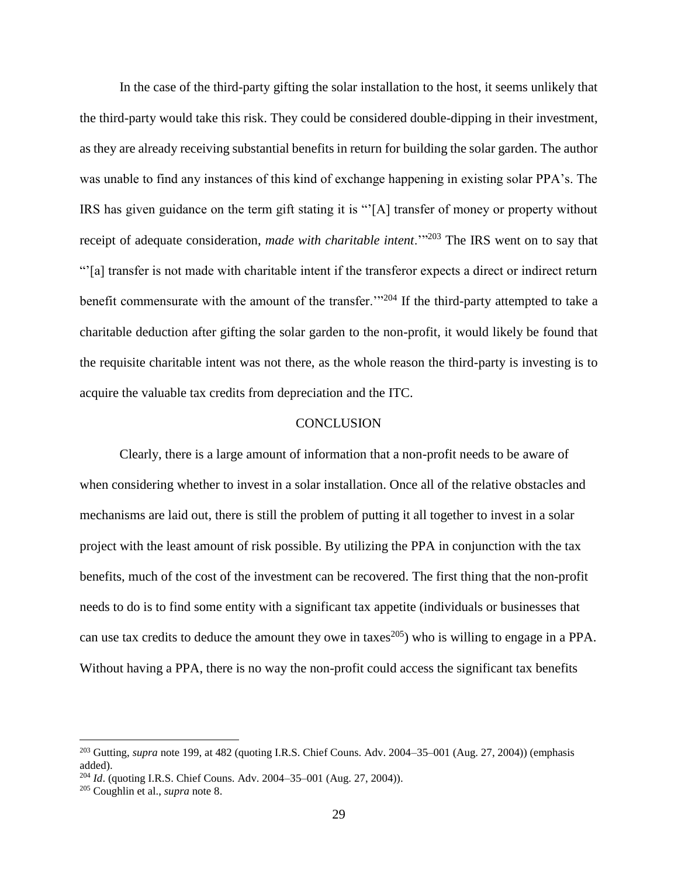In the case of the third-party gifting the solar installation to the host, it seems unlikely that the third-party would take this risk. They could be considered double-dipping in their investment, as they are already receiving substantial benefits in return for building the solar garden. The author was unable to find any instances of this kind of exchange happening in existing solar PPA's. The IRS has given guidance on the term gift stating it is "'[A] transfer of money or property without receipt of adequate consideration, *made with charitable intent*.'"[203] The IRS went on to say that "'[a] transfer is not made with charitable intent if the transferor expects a direct or indirect return benefit commensurate with the amount of the transfer.'"[204] If the third-party attempted to take a charitable deduction after gifting the solar garden the non-profit, it would likely be found that the requisite charitable intent was not there, as the whole reason the third-party is investing is to acquire the valuable tax credits from depreciation and the ITC.

## CONCLUSION

Clearly, there is a large amount of information that a non-profit needs to be aware of when considering whether to invest in a solar installation. Once all of the relative obstacles and mechanisms are laid out, there is still the problem of putting it all together to invest in a solar project with the least amount of risk possible. By utilizing the PPA in conjunction with the tax benefits, much of the cost of the investment can be recovered. The first thing that the non-profit needs to do is to find some entity with a significant tax appetite (individuals or businesses that can use tax credits to deduce the amount they owe in taxes[205]) who is willing to engage in a PPA. Without having a PPA, there is no way the non-profit could access the significant tax benefits

---

[203] Gutting, *supra* note 199, at 482 (quoting I.R.S. Chief Couns. Adv. 2004–35–001 (Aug. 27, 2004)) (emphasis added).

[204] *Id*. (quoting I.R.S. Chief Couns. Adv. 2004–35–001 (Aug. 27, 2004)).

[205] Coughlin et al., *supra* note 8.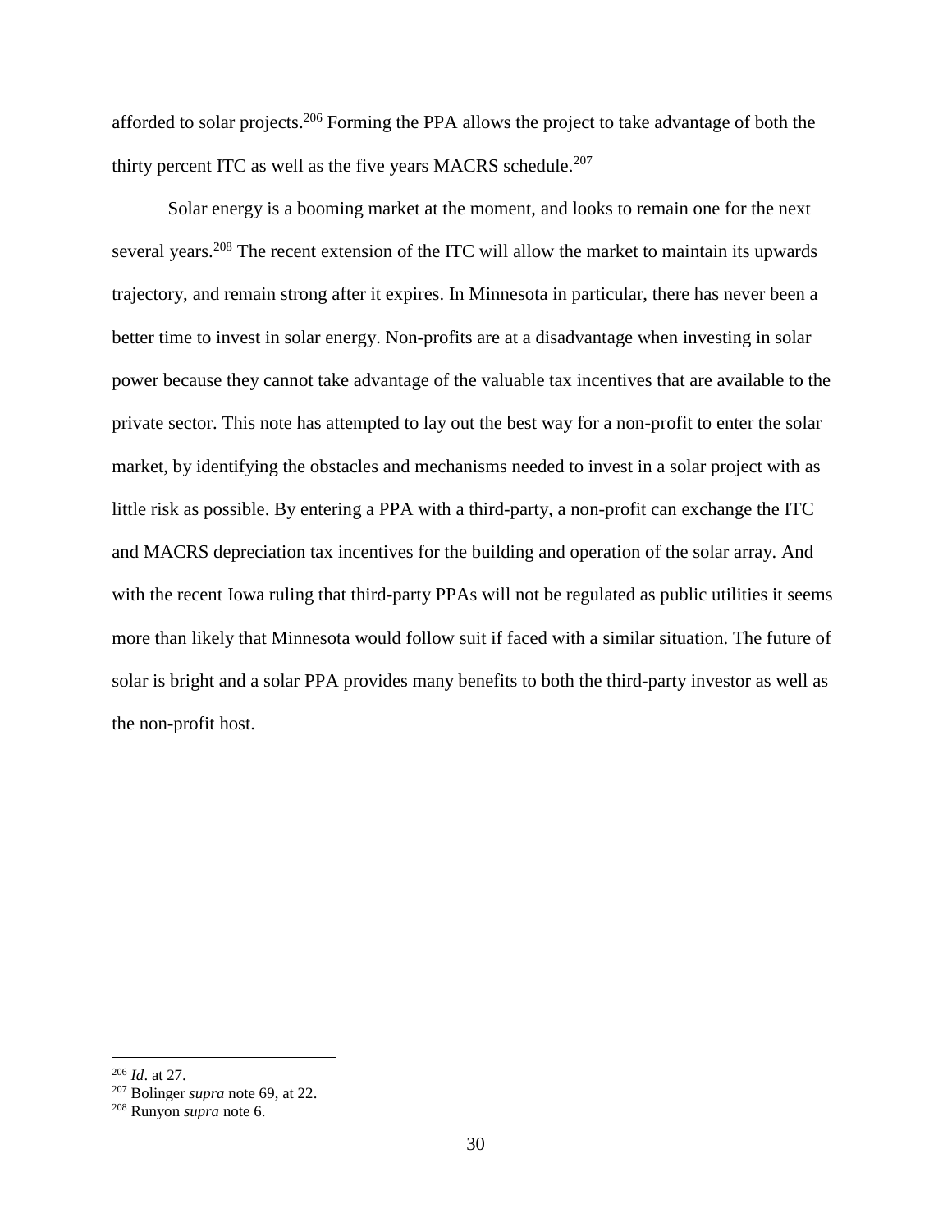afforded to solar projects.[206] Forming the PPA allows the project to take advantage of both the thirty percent ITC as well as the five years MACRS schedule.[207]

Solar energy is a booming market at the moment, and looks to remain one for the next several years.[208] The recent extension of the ITC will allow the market to maintain its upwards trajectory, and remain strong after it expires. In Minnesota in particular, there has never been a better time to invest in solar energy. Non-profits are at a disadvantage when investing in solar power because they cannot take advantage of the valuable tax incentives that are available to the private sector. This note has attempted to lay out the best way for a non-profit to enter the solar market, by identifying the obstacles and mechanisms needed to invest in a solar project with as little risk as possible. By entering a PPA with a third-party, a non-profit can exchange the ITC and MACRS depreciation tax incentives for the building and operation of the solar array. And with the recent Iowa ruling that third-party PPAs will not be regulated as public utilities it seems more than likely that Minnesota would follow suit if faced with a similar situation. The future of solar is bright and a solar PPA provides many benefits to both the third-party investor as well as the non-profit host.

---

[206] *Id*. at 27.

[207] Bolinger *supra* note 69, at 22.

[208] Runyon *supra* note 6.